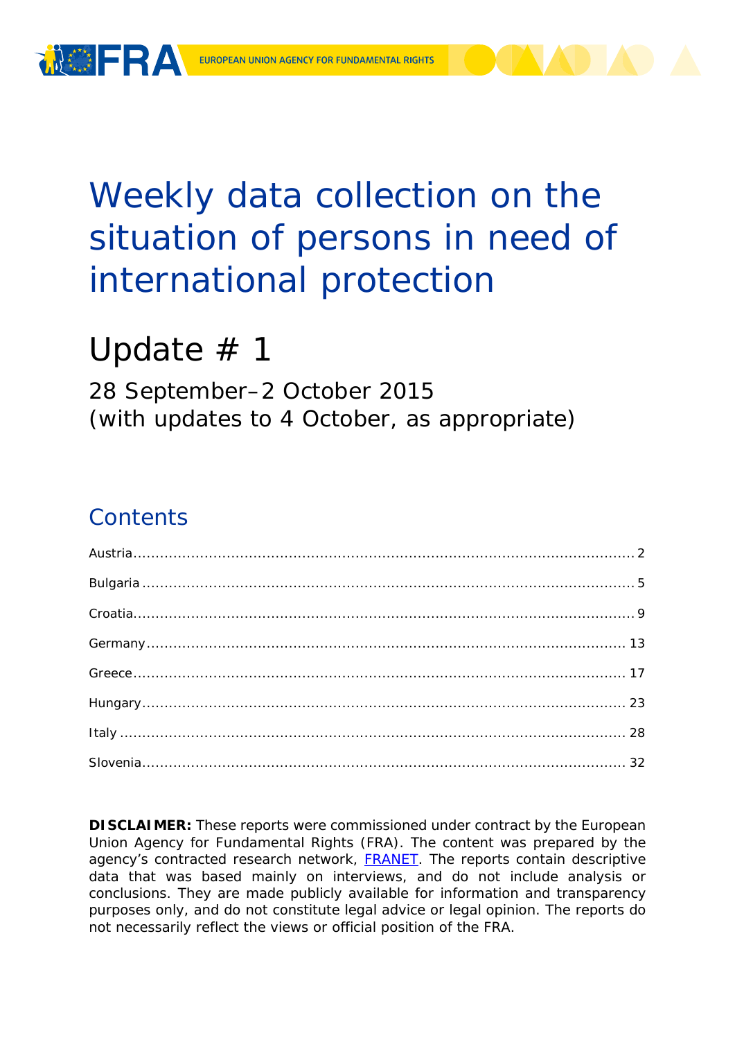# Weekly data collection on the situation of persons in need of international protection

## Update # 1

28 September–2 October 2015
(with updates to 4 October, as appropriate)

## Contents

Austria ... 2
Bulgaria ... 5
Croatia ... 9
Germany ... 13
Greece ... 17
Hungary ... 23
Italy ... 28
Slovenia ... 32

**DISCLAIMER:** These reports were commissioned under contract by the European Union Agency for Fundamental Rights (FRA). The content was prepared by the agency's contracted research network, FRANET. The reports contain descriptive data that was based mainly on interviews, and do not include analysis or conclusions. They are made publicly available for information and transparency purposes only, and do not constitute legal advice or legal opinion. The reports do not necessarily reflect the views or official position of the FRA.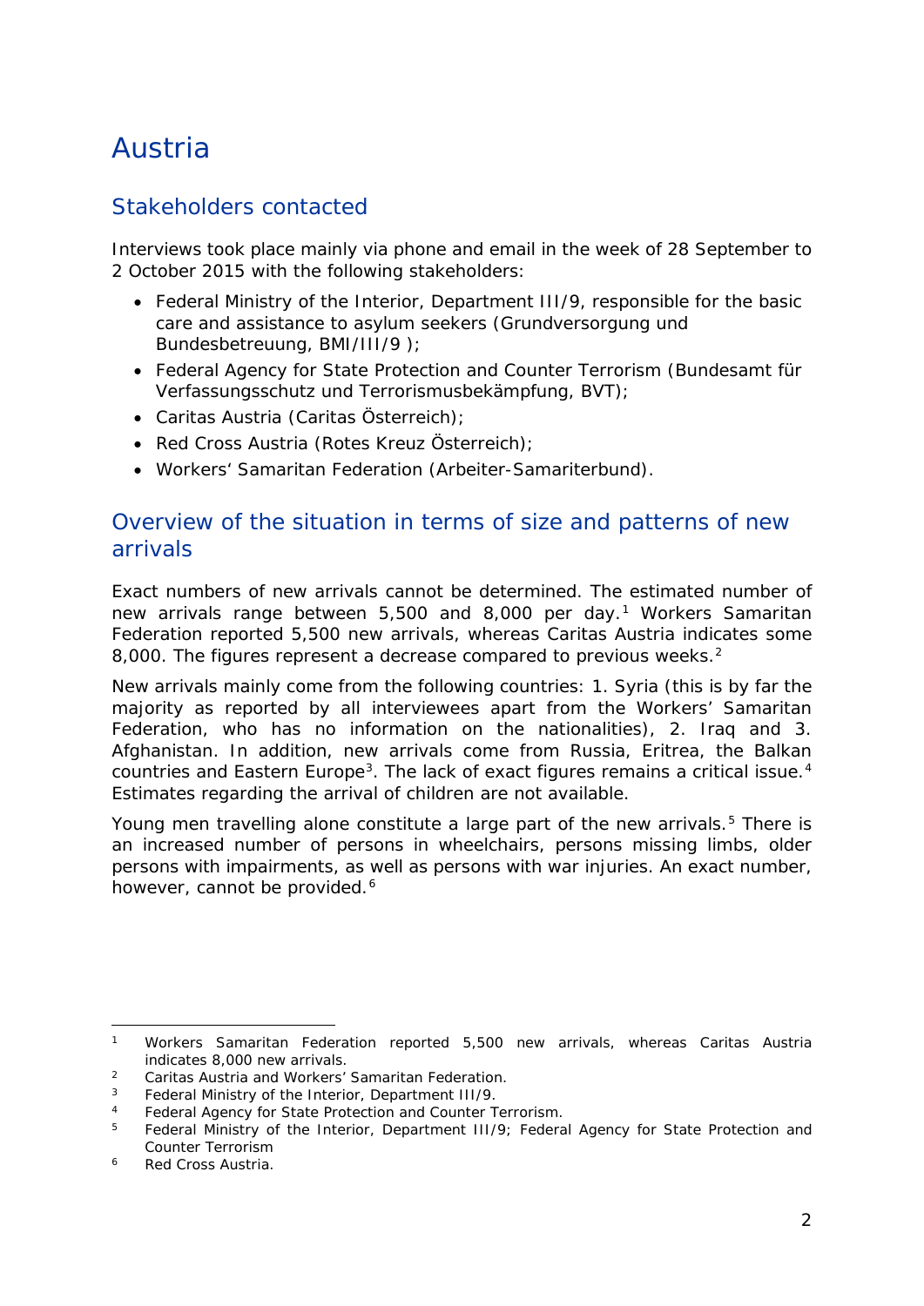# Austria

## Stakeholders contacted

Interviews took place mainly via phone and email in the week of 28 September to 2 October 2015 with the following stakeholders:

- Federal Ministry of the Interior, Department III/9, responsible for the basic care and assistance to asylum seekers (Grundversorgung und Bundesbetreuung, BMI/III/9 );
- Federal Agency for State Protection and Counter Terrorism (Bundesamt für Verfassungsschutz und Terrorismusbekämpfung, BVT);
- Caritas Austria (Caritas Österreich);
- Red Cross Austria (Rotes Kreuz Österreich);
- Workers' Samaritan Federation (Arbeiter-Samariterbund).

## Overview of the situation in terms of size and patterns of new arrivals

Exact numbers of new arrivals cannot be determined. The estimated number of new arrivals range between 5,500 and 8,000 per day.[1] Workers Samaritan Federation reported 5,500 new arrivals, whereas Caritas Austria indicates some 8,000. The figures represent a decrease compared to previous weeks.[2]

New arrivals mainly come from the following countries: 1. Syria (this is by far the majority as reported by all interviewees apart from the Workers' Samaritan Federation, who has no information on the nationalities), 2. Iraq and 3. Afghanistan. In addition, new arrivals come from Russia, Eritrea, the Balkan countries and Eastern Europe[3]. The lack of exact figures remains a critical issue.[4] Estimates regarding the arrival of children are not available.

Young men travelling alone constitute a large part of the new arrivals.[5] There is an increased number of persons in wheelchairs, persons missing limbs, older persons with impairments, as well as persons with war injuries. An exact number, however, cannot be provided.[6]

---

[1] Workers Samaritan Federation reported 5,500 new arrivals, whereas Caritas Austria indicates 8,000 new arrivals.

[2] Caritas Austria and Workers' Samaritan Federation.

[3] Federal Ministry of the Interior, Department III/9.

[4] Federal Agency for State Protection and Counter Terrorism.

[5] Federal Ministry of the Interior, Department III/9; Federal Agency for State Protection and Counter Terrorism

[6] Red Cross Austria.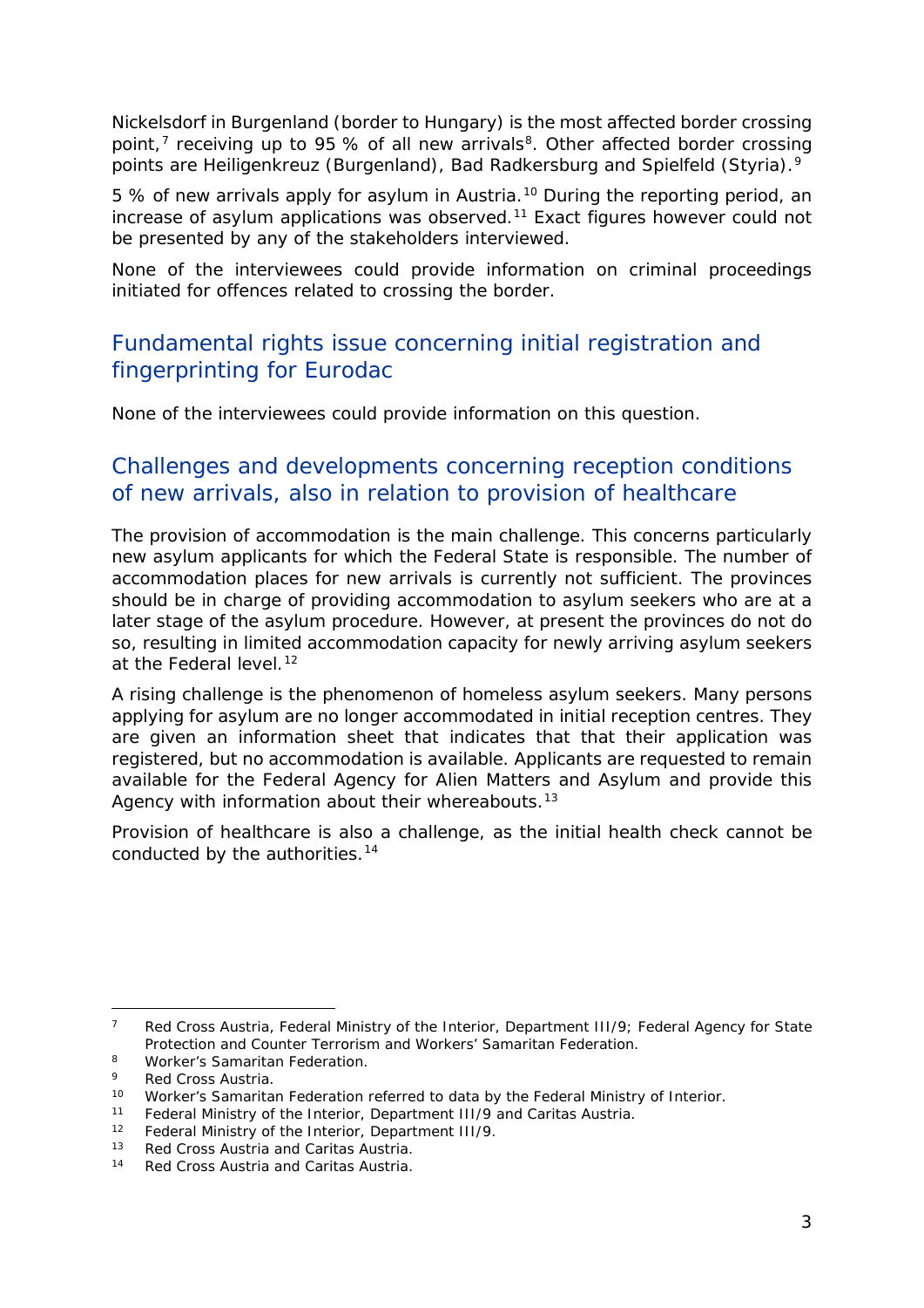Nickelsdorf in Burgenland (border to Hungary) is the most affected border crossing point,[7] receiving up to 95 % of all new arrivals[8]. Other affected border crossing points are Heiligenkreuz (Burgenland), Bad Radkersburg and Spielfeld (Styria).[9]

5 % of new arrivals apply for asylum in Austria.[10] During the reporting period, an increase of asylum applications was observed.[11] Exact figures however could not be presented by any of the stakeholders interviewed.

None of the interviewees could provide information on criminal proceedings initiated for offences related to crossing the border.

## Fundamental rights issue concerning initial registration and fingerprinting for Eurodac

None of the interviewees could provide information on this question.

## Challenges and developments concerning reception conditions of new arrivals, also in relation to provision of healthcare

The provision of accommodation is the main challenge. This concerns particularly new asylum applicants for which the Federal State is responsible. The number of accommodation places for new arrivals is currently not sufficient. The provinces should be in charge of providing accommodation to asylum seekers who are at a later stage of the asylum procedure. However, at present the provinces do not do so, resulting in limited accommodation capacity for newly arriving asylum seekers at the Federal level.[12]

A rising challenge is the phenomenon of homeless asylum seekers. Many persons applying for asylum are no longer accommodated in initial reception centres. They are given an information sheet that indicates that that their application was registered, but no accommodation is available. Applicants are requested to remain available for the Federal Agency for Alien Matters and Asylum and provide this Agency with information about their whereabouts.[13]

Provision of healthcare is also a challenge, as the initial health check cannot be conducted by the authorities.[14]

---

[7] Red Cross Austria, Federal Ministry of the Interior, Department III/9; Federal Agency for State Protection and Counter Terrorism and Workers' Samaritan Federation.

[8] Worker's Samaritan Federation.

[9] Red Cross Austria.

[10] Worker's Samaritan Federation referred to data by the Federal Ministry of Interior.

[11] Federal Ministry of the Interior, Department III/9 and Caritas Austria.

[12] Federal Ministry of the Interior, Department III/9.

[13] Red Cross Austria and Caritas Austria.

[14] Red Cross Austria and Caritas Austria.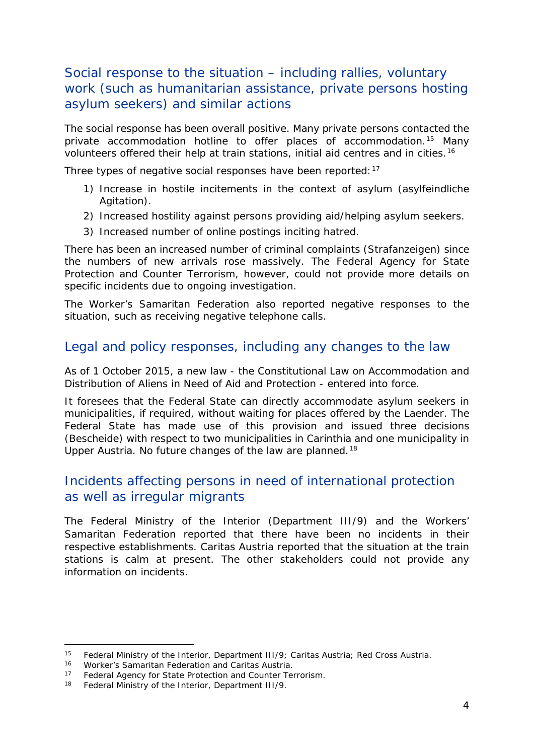## Social response to the situation – including rallies, voluntary work (such as humanitarian assistance, private persons hosting asylum seekers) and similar actions

The social response has been overall positive. Many private persons contacted the private accommodation hotline to offer places of accommodation.[15] Many volunteers offered their help at train stations, initial aid centres and in cities.[16]

Three types of negative social responses have been reported:[17]

1) Increase in hostile incitements in the context of asylum (asylfeindliche Agitation).
2) Increased hostility against persons providing aid/helping asylum seekers.
3) Increased number of online postings inciting hatred.

There has been an increased number of criminal complaints (Strafanzeigen) since the numbers of new arrivals rose massively. The Federal Agency for State Protection and Counter Terrorism, however, could not provide more details on specific incidents due to ongoing investigation.

The Worker's Samaritan Federation also reported negative responses to the situation, such as receiving negative telephone calls.

## Legal and policy responses, including any changes to the law

As of 1 October 2015, a new law - the Constitutional Law on Accommodation and Distribution of Aliens in Need of Aid and Protection - entered into force.

It foresees that the Federal State can directly accommodate asylum seekers in municipalities, if required, without waiting for places offered by the Laender. The Federal State has made use of this provision and issued three decisions (Bescheide) with respect to two municipalities in Carinthia and one municipality in Upper Austria. No future changes of the law are planned.[18]

## Incidents affecting persons in need of international protection as well as irregular migrants

The Federal Ministry of the Interior (Department III/9) and the Workers' Samaritan Federation reported that there have been no incidents in their respective establishments. Caritas Austria reported that the situation at the train stations is calm at present. The other stakeholders could not provide any information on incidents.

---

[15] Federal Ministry of the Interior, Department III/9; Caritas Austria; Red Cross Austria.

[16] Worker's Samaritan Federation and Caritas Austria.

[17] Federal Agency for State Protection and Counter Terrorism.

[18] Federal Ministry of the Interior, Department III/9.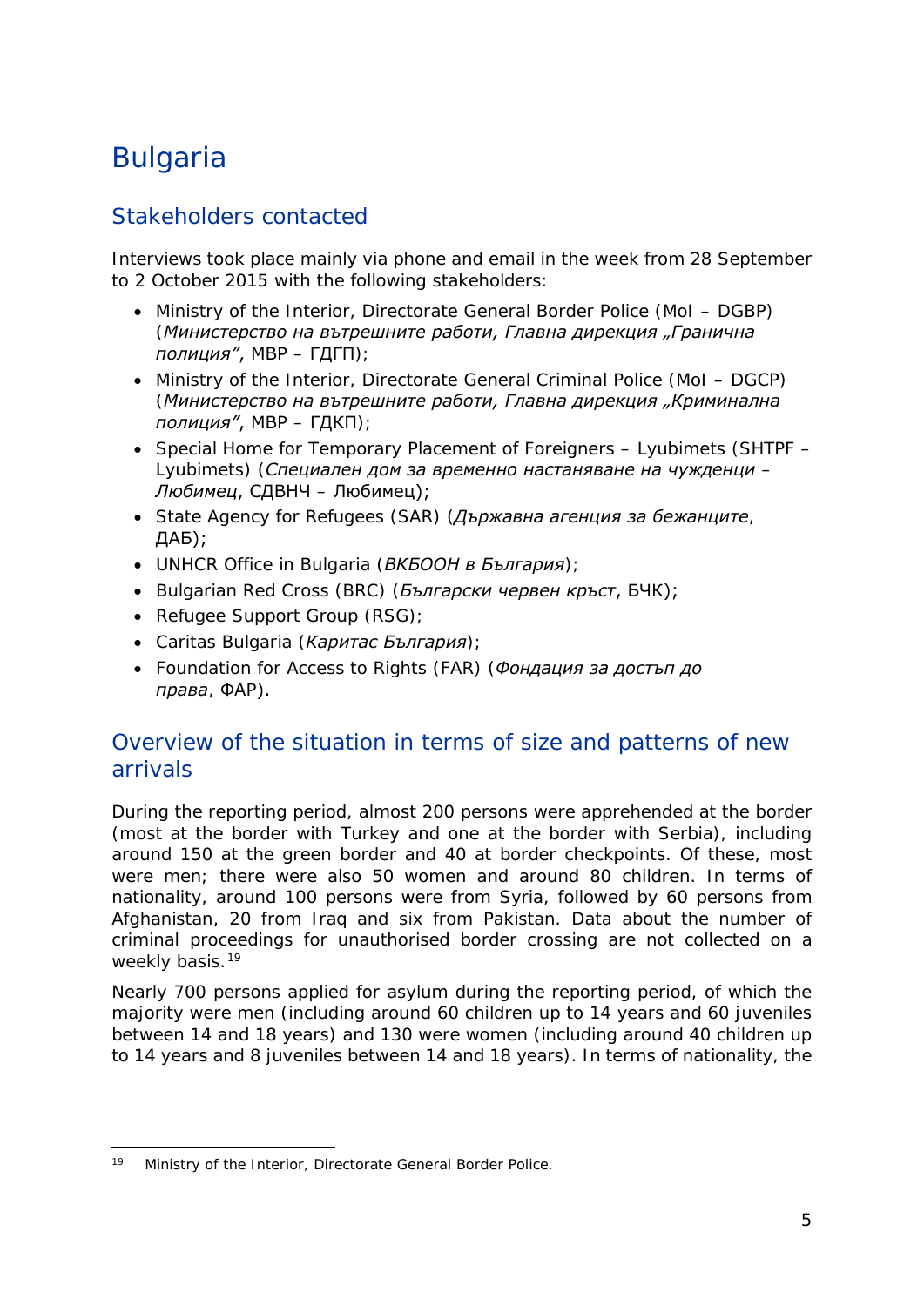# Bulgaria

## Stakeholders contacted

Interviews took place mainly via phone and email in the week from 28 September to 2 October 2015 with the following stakeholders:

- Ministry of the Interior, Directorate General Border Police (MoI – DGBP) (*Министерство на вътрешните работи, Главна дирекция „Гранична полиция"*, МВР – ГДГП);
- Ministry of the Interior, Directorate General Criminal Police (MoI – DGCP) (*Министерство на вътрешните работи, Главна дирекция „Криминална полиция"*, МВР – ГДКП);
- Special Home for Temporary Placement of Foreigners – Lyubimets (SHTPF – Lyubimets) (*Специален дом за временно настаняване на чужденци – Любимец*, СДВНЧ – Любимец);
- State Agency for Refugees (SAR) (*Държавна агенция за бежанците*, ДАБ);
- UNHCR Office in Bulgaria (*ВКБООН в България*);
- Bulgarian Red Cross (BRC) (*Български червен кръст*, БЧК);
- Refugee Support Group (RSG);
- Caritas Bulgaria (*Каритас България*);
- Foundation for Access to Rights (FAR) (*Фондация за достъп до права*, ФАР).

## Overview of the situation in terms of size and patterns of new arrivals

During the reporting period, almost 200 persons were apprehended at the border (most at the border with Turkey and one at the border with Serbia), including around 150 at the green border and 40 at border checkpoints. Of these, most were men; there were also 50 women and around 80 children. In terms of nationality, around 100 persons were from Syria, followed by 60 persons from Afghanistan, 20 from Iraq and six from Pakistan. Data about the number of criminal proceedings for unauthorised border crossing are not collected on a weekly basis.[19]

Nearly 700 persons applied for asylum during the reporting period, of which the majority were men (including around 60 children up to 14 years and 60 juveniles between 14 and 18 years) and 130 were women (including around 40 children up to 14 years and 8 juveniles between 14 and 18 years). In terms of nationality, the

---

[19] Ministry of the Interior, Directorate General Border Police.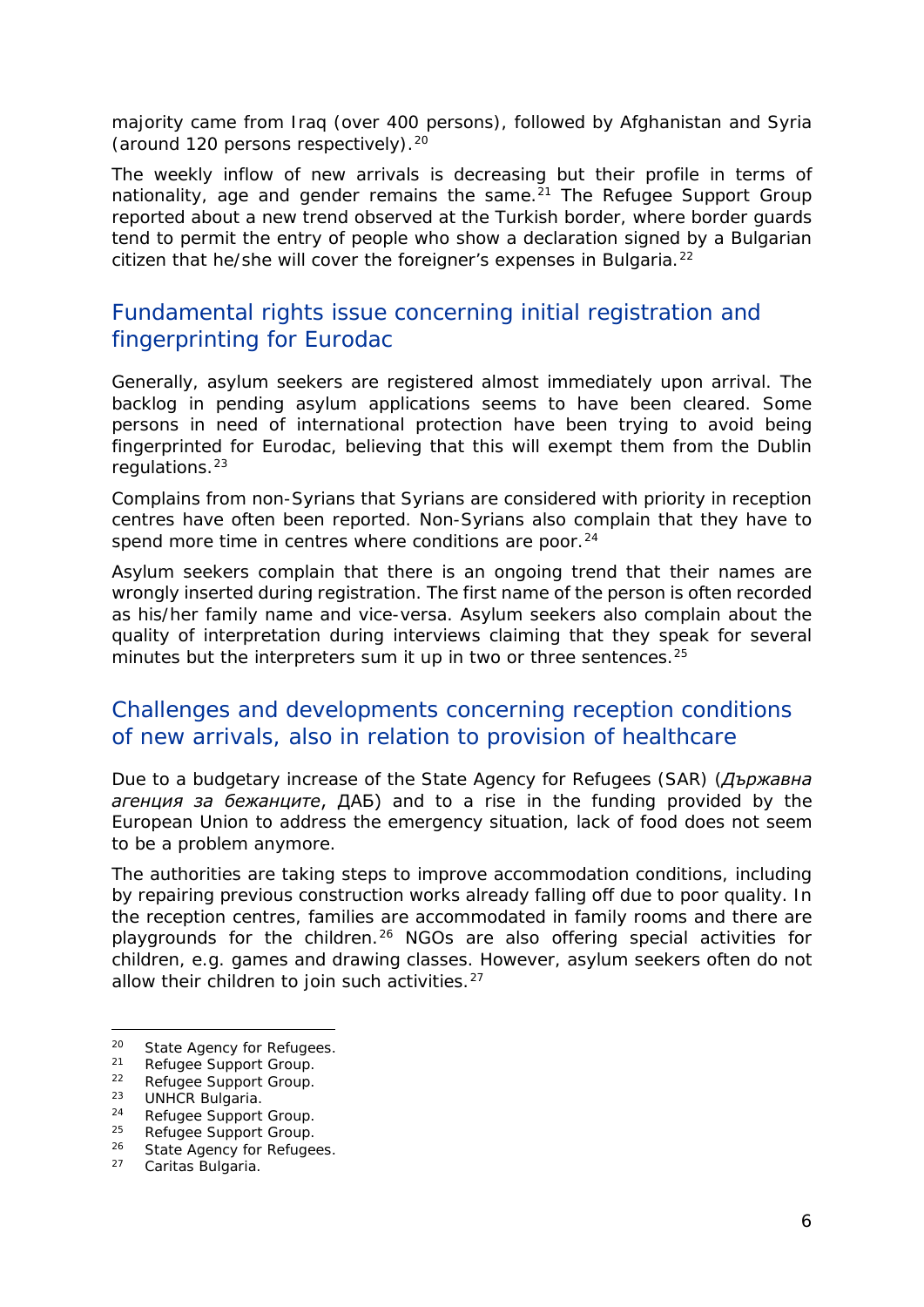majority came from Iraq (over 400 persons), followed by Afghanistan and Syria (around 120 persons respectively).[20]

The weekly inflow of new arrivals is decreasing but their profile in terms of nationality, age and gender remains the same.[21] The Refugee Support Group reported about a new trend observed at the Turkish border, where border guards tend to permit the entry of people who show a declaration signed by a Bulgarian citizen that he/she will cover the foreigner's expenses in Bulgaria.[22]

## Fundamental rights issue concerning initial registration and fingerprinting for Eurodac

Generally, asylum seekers are registered almost immediately upon arrival. The backlog in pending asylum applications seems to have been cleared. Some persons in need of international protection have been trying to avoid being fingerprinted for Eurodac, believing that this will exempt them from the Dublin regulations.[23]

Complains from non-Syrians that Syrians are considered with priority in reception centres have often been reported. Non-Syrians also complain that they have to spend more time in centres where conditions are poor.[24]

Asylum seekers complain that there is an ongoing trend that their names are wrongly inserted during registration. The first name of the person is often recorded as his/her family name and vice-versa. Asylum seekers also complain about the quality of interpretation during interviews claiming that they speak for several minutes but the interpreters sum it up in two or three sentences.[25]

## Challenges and developments concerning reception conditions of new arrivals, also in relation to provision of healthcare

Due to a budgetary increase of the State Agency for Refugees (SAR) (*Държавна агенция за бежанците*, ДАБ) and to a rise in the funding provided by the European Union to address the emergency situation, lack of food does not seem to be a problem anymore.

The authorities are taking steps to improve accommodation conditions, including by repairing previous construction works already falling off due to poor quality. In the reception centres, families are accommodated in family rooms and there are playgrounds for the children.[26] NGOs are also offering special activities for children, e.g. games and drawing classes. However, asylum seekers often do not allow their children to join such activities.[27]

---

[20] State Agency for Refugees.
[21] Refugee Support Group.
[22] Refugee Support Group.
[23] UNHCR Bulgaria.
[24] Refugee Support Group.
[25] Refugee Support Group.
[26] State Agency for Refugees.
[27] Caritas Bulgaria.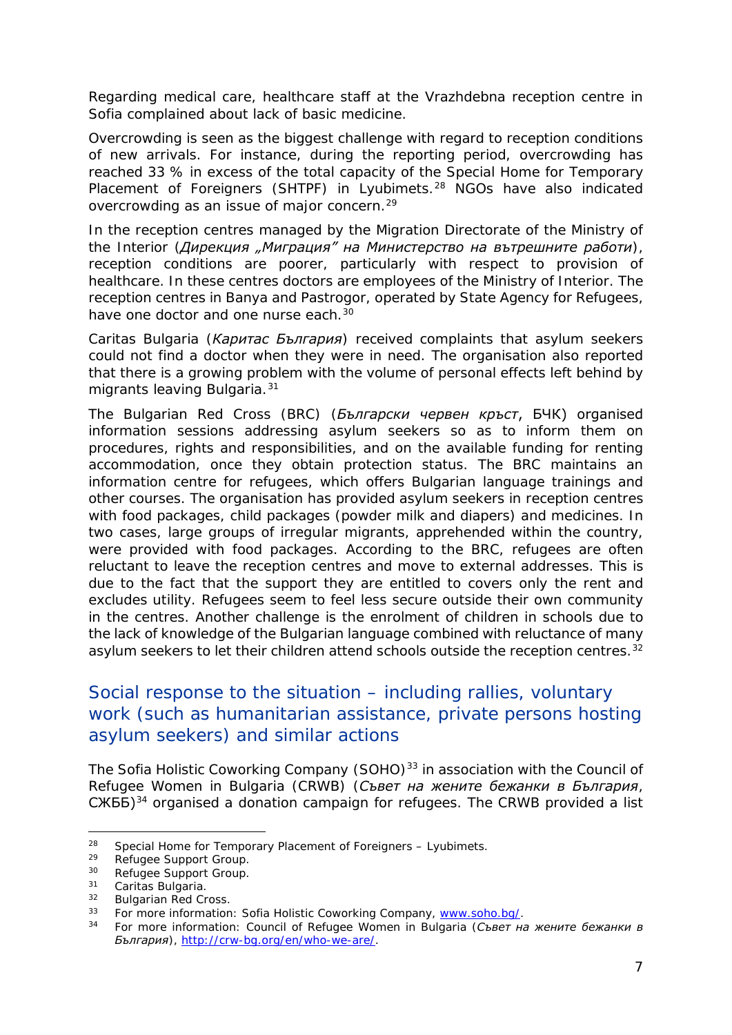Regarding medical care, healthcare staff at the Vrazhdebna reception centre in Sofia complained about lack of basic medicine.

Overcrowding is seen as the biggest challenge with regard to reception conditions of new arrivals. For instance, during the reporting period, overcrowding has reached 33 % in excess of the total capacity of the Special Home for Temporary Placement of Foreigners (SHTPF) in Lyubimets.[28] NGOs have also indicated overcrowding as an issue of major concern.[29]

In the reception centres managed by the Migration Directorate of the Ministry of the Interior (*Дирекция „Миграция" на Министерство на вътрешните работи*), reception conditions are poorer, particularly with respect to provision of healthcare. In these centres doctors are employees of the Ministry of Interior. The reception centres in Banya and Pastrogor, operated by State Agency for Refugees, have one doctor and one nurse each.[30]

Caritas Bulgaria (*Каритас България*) received complaints that asylum seekers could not find a doctor when they were in need. The organisation also reported that there is a growing problem with the volume of personal effects left behind by migrants leaving Bulgaria.[31]

The Bulgarian Red Cross (BRC) (*Български червен кръст*, БЧК) organised information sessions addressing asylum seekers so as to inform them on procedures, rights and responsibilities, and on the available funding for renting accommodation, once they obtain protection status. The BRC maintains an information centre for refugees, which offers Bulgarian language trainings and other courses. The organisation has provided asylum seekers in reception centres with food packages, child packages (powder milk and diapers) and medicines. In two cases, large groups of irregular migrants, apprehended within the country, were provided with food packages. According to the BRC, refugees are often reluctant to leave the reception centres and move to external addresses. This is due to the fact that the support they are entitled to covers only the rent and excludes utility. Refugees seem to feel less secure outside their own community in the centres. Another challenge is the enrolment of children in schools due to the lack of knowledge of the Bulgarian language combined with reluctance of many asylum seekers to let their children attend schools outside the reception centres.[32]

## Social response to the situation – including rallies, voluntary work (such as humanitarian assistance, private persons hosting asylum seekers) and similar actions

The Sofia Holistic Coworking Company (SOHO)[33] in association with the Council of Refugee Women in Bulgaria (CRWB) (*Съвет на жените бежанки в България*, СЖББ)[34] organised a donation campaign for refugees. The CRWB provided a list

---

[28] Special Home for Temporary Placement of Foreigners – Lyubimets.

[29] Refugee Support Group.

[30] Refugee Support Group.

[31] Caritas Bulgaria.

[32] Bulgarian Red Cross.

[33] For more information: Sofia Holistic Coworking Company, www.soho.bg/.

[34] For more information: Council of Refugee Women in Bulgaria (*Съвет на жените бежанки в България*), http://crw-bg.org/en/who-we-are/.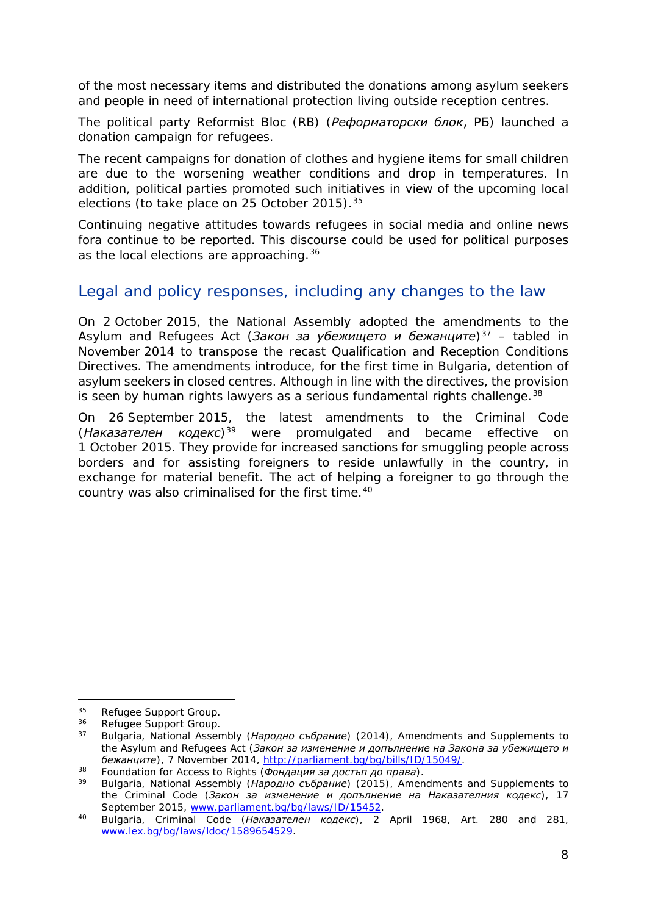of the most necessary items and distributed the donations among asylum seekers and people in need of international protection living outside reception centres.

The political party Reformist Bloc (RB) (*Реформаторски блок*, РБ) launched a donation campaign for refugees.

The recent campaigns for donation of clothes and hygiene items for small children are due to the worsening weather conditions and drop in temperatures. In addition, political parties promoted such initiatives in view of the upcoming local elections (to take place on 25 October 2015).[35]

Continuing negative attitudes towards refugees in social media and online news fora continue to be reported. This discourse could be used for political purposes as the local elections are approaching.[36]

## Legal and policy responses, including any changes to the law

On 2 October 2015, the National Assembly adopted the amendments to the Asylum and Refugees Act (*Закон за убежището и бежанците*)[37] – tabled in November 2014 to transpose the recast Qualification and Reception Conditions Directives. The amendments introduce, for the first time in Bulgaria, detention of asylum seekers in closed centres. Although in line with the directives, the provision is seen by human rights lawyers as a serious fundamental rights challenge.[38]

On 26 September 2015, the latest amendments to the Criminal Code (*Наказателен кодекс*)[39] were promulgated and became effective on 1 October 2015. They provide for increased sanctions for smuggling people across borders and for assisting foreigners to reside unlawfully in the country, in exchange for material benefit. The act of helping a foreigner to go through the country was also criminalised for the first time.[40]

---

[35] Refugee Support Group.

[36] Refugee Support Group.

[37] Bulgaria, National Assembly (*Народно събрание*) (2014), Amendments and Supplements to the Asylum and Refugees Act (*Закон за изменение и допълнение на Закона за убежището и бежанците*), 7 November 2014, http://parliament.bg/bg/bills/ID/15049/.

[38] Foundation for Access to Rights (*Фондация за достъп до права*).

[39] Bulgaria, National Assembly (*Народно събрание*) (2015), Amendments and Supplements to the Criminal Code (*Закон за изменение и допълнение на Наказателния кодекс*), 17 September 2015, www.parliament.bg/bg/laws/ID/15452.

[40] Bulgaria, Criminal Code (*Наказателен кодекс*), 2 April 1968, Art. 280 and 281, www.lex.bg/bg/laws/ldoc/1589654529.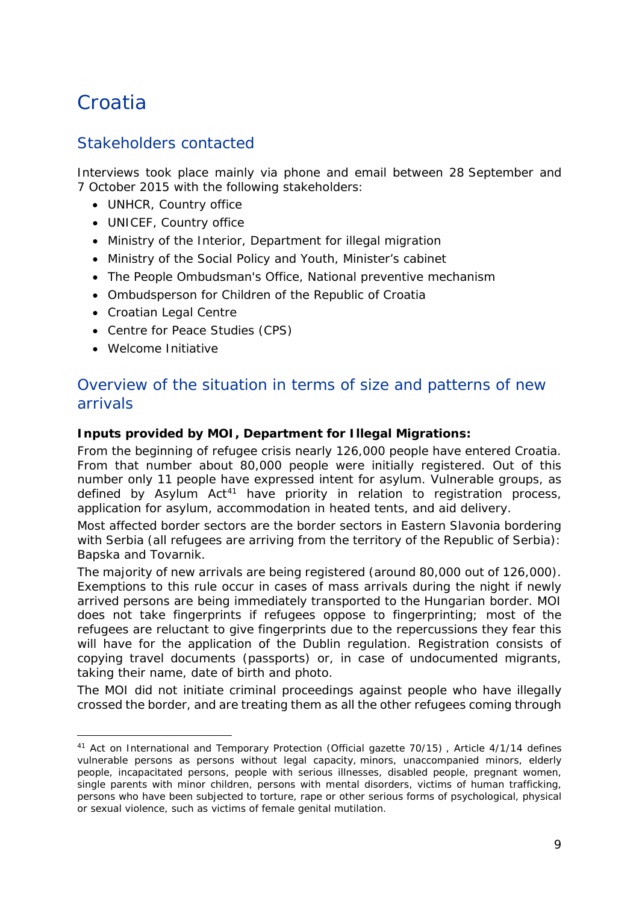# Croatia

## Stakeholders contacted

Interviews took place mainly via phone and email between 28 September and 7 October 2015 with the following stakeholders:

- UNHCR, Country office
- UNICEF, Country office
- Ministry of the Interior, Department for illegal migration
- Ministry of the Social Policy and Youth, Minister's cabinet
- The People Ombudsman's Office, National preventive mechanism
- Ombudsperson for Children of the Republic of Croatia
- Croatian Legal Centre
- Centre for Peace Studies (CPS)
- Welcome Initiative

## Overview of the situation in terms of size and patterns of new arrivals

**Inputs provided by MOI, Department for Illegal Migrations:**

From the beginning of refugee crisis nearly 126,000 people have entered Croatia. From that number about 80,000 people were initially registered. Out of this number only 11 people have expressed intent for asylum. Vulnerable groups, as defined by Asylum Act[41] have priority in relation to registration process, application for asylum, accommodation in heated tents, and aid delivery.

Most affected border sectors are the border sectors in Eastern Slavonia bordering with Serbia (all refugees are arriving from the territory of the Republic of Serbia): Bapska and Tovarnik.

The majority of new arrivals are being registered (around 80,000 out of 126,000). Exemptions to this rule occur in cases of mass arrivals during the night if newly arrived persons are being immediately transported to the Hungarian border. MOI does not take fingerprints if refugees oppose to fingerprinting; most of the refugees are reluctant to give fingerprints due to the repercussions they fear this will have for the application of the Dublin regulation. Registration consists of copying travel documents (passports) or, in case of undocumented migrants, taking their name, date of birth and photo.

The MOI did not initiate criminal proceedings against people who have illegally crossed the border, and are treating them as all the other refugees coming through

---

[41] Act on International and Temporary Protection (Official gazette 70/15) , Article 4/1/14 defines vulnerable persons as persons without legal capacity, minors, unaccompanied minors, elderly people, incapacitated persons, people with serious illnesses, disabled people, pregnant women, single parents with minor children, persons with mental disorders, victims of human trafficking, persons who have been subjected to torture, rape or other serious forms of psychological, physical or sexual violence, such as victims of female genital mutilation.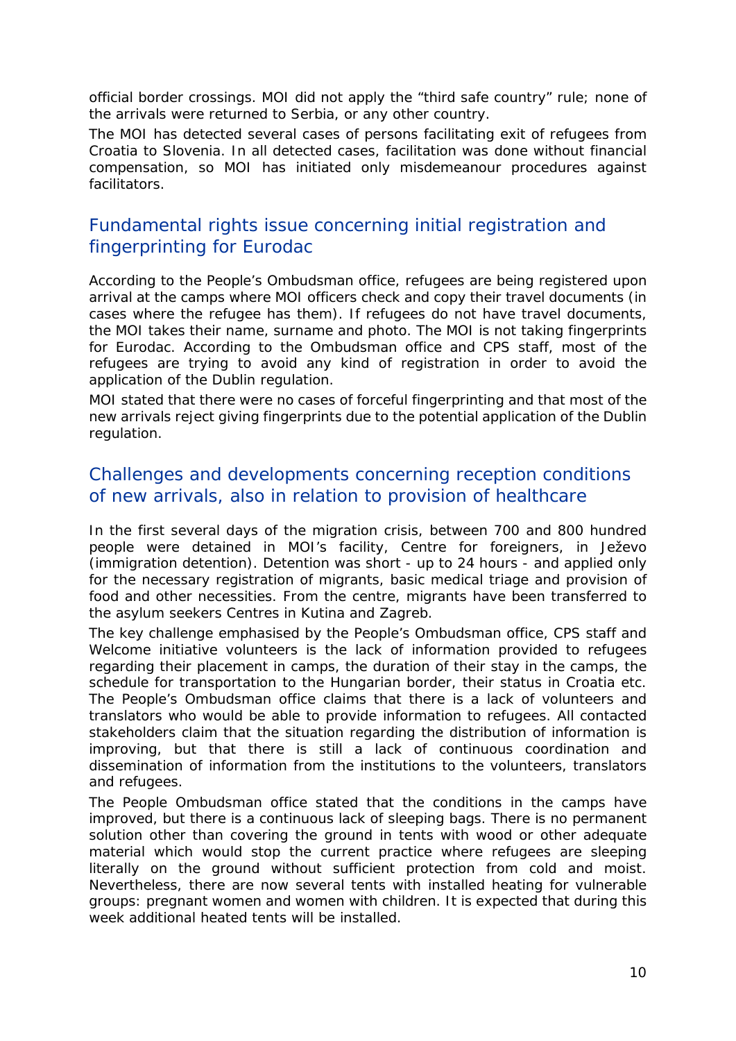official border crossings. MOI did not apply the "third safe country" rule; none of the arrivals were returned to Serbia, or any other country.

The MOI has detected several cases of persons facilitating exit of refugees from Croatia to Slovenia. In all detected cases, facilitation was done without financial compensation, so MOI has initiated only misdemeanour procedures against facilitators.

## Fundamental rights issue concerning initial registration and fingerprinting for Eurodac

According to the People's Ombudsman office, refugees are being registered upon arrival at the camps where MOI officers check and copy their travel documents (in cases where the refugee has them). If refugees do not have travel documents, the MOI takes their name, surname and photo. The MOI is not taking fingerprints for Eurodac. According to the Ombudsman office and CPS staff, most of the refugees are trying to avoid any kind of registration in order to avoid the application of the Dublin regulation.

MOI stated that there were no cases of forceful fingerprinting and that most of the new arrivals reject giving fingerprints due to the potential application of the Dublin regulation.

## Challenges and developments concerning reception conditions of new arrivals, also in relation to provision of healthcare

In the first several days of the migration crisis, between 700 and 800 hundred people were detained in MOI's facility, Centre for foreigners, in Ježevo (immigration detention). Detention was short - up to 24 hours - and applied only for the necessary registration of migrants, basic medical triage and provision of food and other necessities. From the centre, migrants have been transferred to the asylum seekers Centres in Kutina and Zagreb.

The key challenge emphasised by the People's Ombudsman office, CPS staff and Welcome initiative volunteers is the lack of information provided to refugees regarding their placement in camps, the duration of their stay in the camps, the schedule for transportation to the Hungarian border, their status in Croatia etc. The People's Ombudsman office claims that there is a lack of volunteers and translators who would be able to provide information to refugees. All contacted stakeholders claim that the situation regarding the distribution of information is improving, but that there is still a lack of continuous coordination and dissemination of information from the institutions to the volunteers, translators and refugees.

The People Ombudsman office stated that the conditions in the camps have improved, but there is a continuous lack of sleeping bags. There is no permanent solution other than covering the ground in tents with wood or other adequate material which would stop the current practice where refugees are sleeping literally on the ground without sufficient protection from cold and moist. Nevertheless, there are now several tents with installed heating for vulnerable groups: pregnant women and women with children. It is expected that during this week additional heated tents will be installed.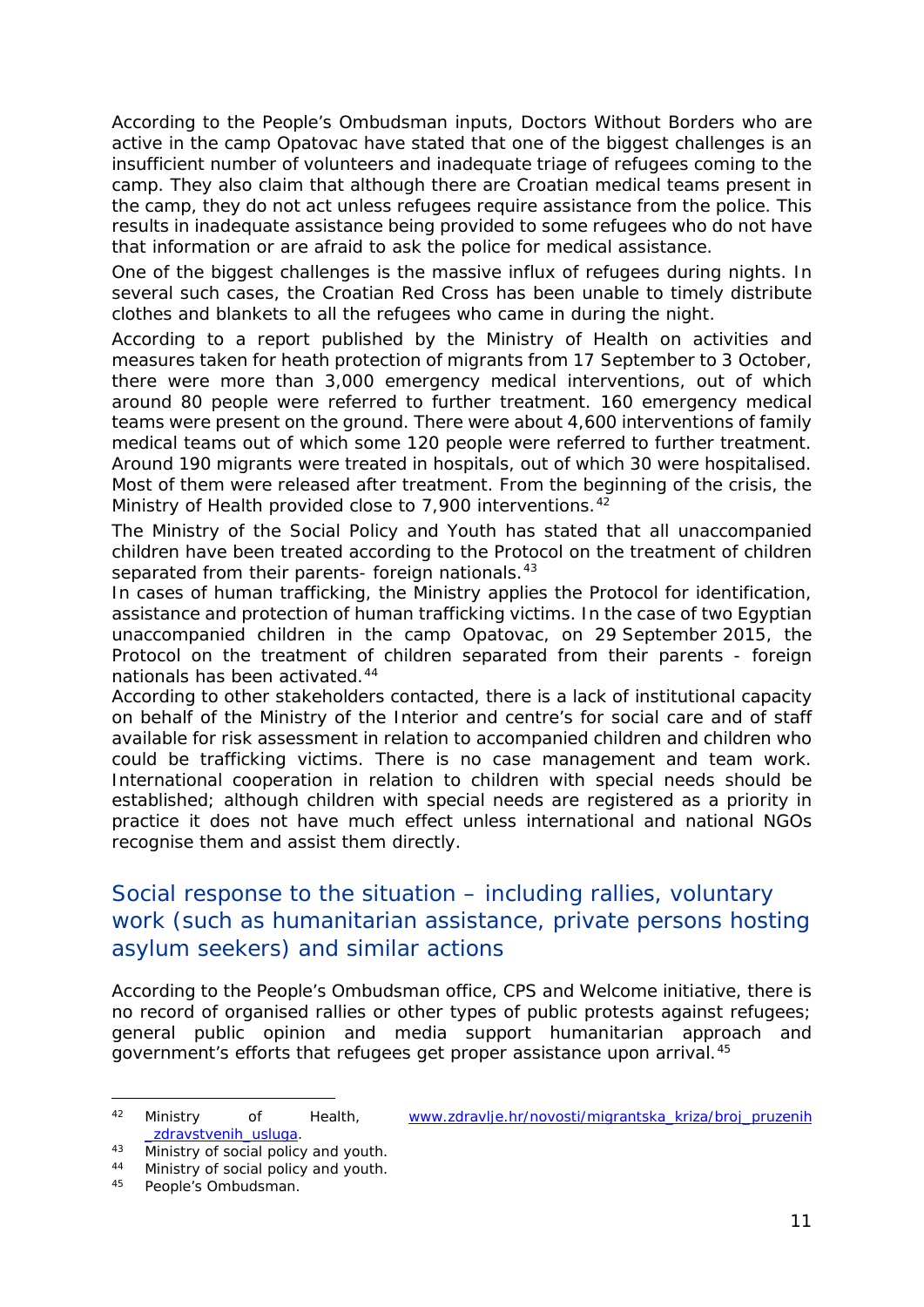According to the People's Ombudsman inputs, Doctors Without Borders who are active in the camp Opatovac have stated that one of the biggest challenges is an insufficient number of volunteers and inadequate triage of refugees coming to the camp. They also claim that although there are Croatian medical teams present in the camp, they do not act unless refugees require assistance from the police. This results in inadequate assistance being provided to some refugees who do not have that information or are afraid to ask the police for medical assistance.

One of the biggest challenges is the massive influx of refugees during nights. In several such cases, the Croatian Red Cross has been unable to timely distribute clothes and blankets to all the refugees who came in during the night.

According to a report published by the Ministry of Health on activities and measures taken for heath protection of migrants from 17 September to 3 October, there were more than 3,000 emergency medical interventions, out of which around 80 people were referred to further treatment. 160 emergency medical teams were present on the ground. There were about 4,600 interventions of family medical teams out of which some 120 people were referred to further treatment. Around 190 migrants were treated in hospitals, out of which 30 were hospitalised. Most of them were released after treatment. From the beginning of the crisis, the Ministry of Health provided close to 7,900 interventions.[42]

The Ministry of the Social Policy and Youth has stated that all unaccompanied children have been treated according to the Protocol on the treatment of children separated from their parents- foreign nationals.[43]

In cases of human trafficking, the Ministry applies the Protocol for identification, assistance and protection of human trafficking victims. In the case of two Egyptian unaccompanied children in the camp Opatovac, on 29 September 2015, the Protocol on the treatment of children separated from their parents - foreign nationals has been activated.[44]

According to other stakeholders contacted, there is a lack of institutional capacity on behalf of the Ministry of the Interior and centre's for social care and of staff available for risk assessment in relation to accompanied children and children who could be trafficking victims. There is no case management and team work. International cooperation in relation to children with special needs should be established; although children with special needs are registered as a priority in practice it does not have much effect unless international and national NGOs recognise them and assist them directly.

## Social response to the situation – including rallies, voluntary work (such as humanitarian assistance, private persons hosting asylum seekers) and similar actions

According to the People's Ombudsman office, CPS and Welcome initiative, there is no record of organised rallies or other types of public protests against refugees; general public opinion and media support humanitarian approach and government's efforts that refugees get proper assistance upon arrival.[45]

---

42 Ministry of Health, www.zdravlje.hr/novosti/migrantska_kriza/broj_pruzenih_zdravstvenih_usluga.

43 Ministry of social policy and youth.

44 Ministry of social policy and youth.

45 People's Ombudsman.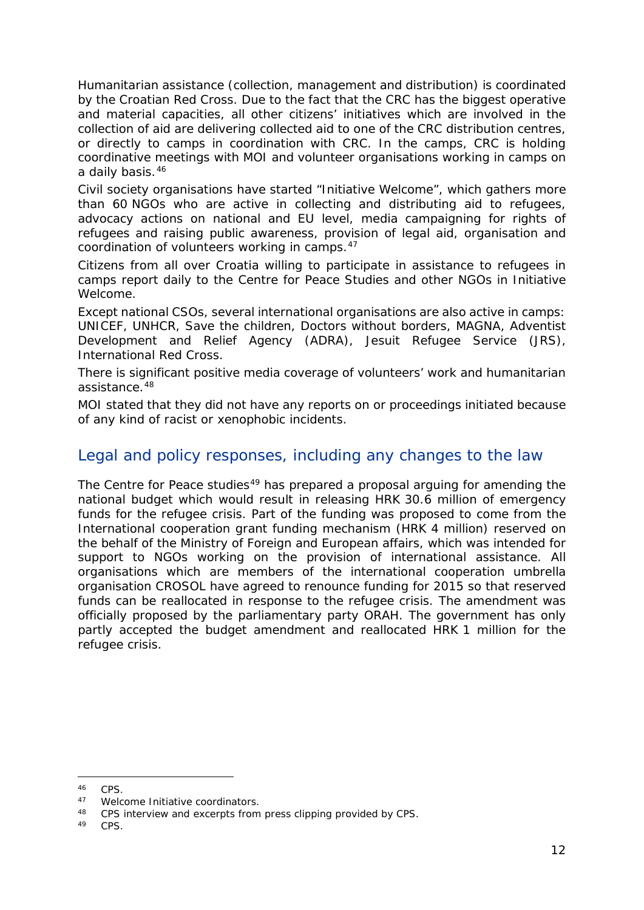Humanitarian assistance (collection, management and distribution) is coordinated by the Croatian Red Cross. Due to the fact that the CRC has the biggest operative and material capacities, all other citizens' initiatives which are involved in the collection of aid are delivering collected aid to one of the CRC distribution centres, or directly to camps in coordination with CRC. In the camps, CRC is holding coordinative meetings with MOI and volunteer organisations working in camps on a daily basis.[46]

Civil society organisations have started "Initiative Welcome", which gathers more than 60 NGOs who are active in collecting and distributing aid to refugees, advocacy actions on national and EU level, media campaigning for rights of refugees and raising public awareness, provision of legal aid, organisation and coordination of volunteers working in camps.[47]

Citizens from all over Croatia willing to participate in assistance to refugees in camps report daily to the Centre for Peace Studies and other NGOs in Initiative Welcome.

Except national CSOs, several international organisations are also active in camps: UNICEF, UNHCR, Save the children, Doctors without borders, MAGNA, Adventist Development and Relief Agency (ADRA), Jesuit Refugee Service (JRS), International Red Cross.

There is significant positive media coverage of volunteers' work and humanitarian assistance.[48]

MOI stated that they did not have any reports on or proceedings initiated because of any kind of racist or xenophobic incidents.

## Legal and policy responses, including any changes to the law

The Centre for Peace studies[49] has prepared a proposal arguing for amending the national budget which would result in releasing HRK 30.6 million of emergency funds for the refugee crisis. Part of the funding was proposed to come from the International cooperation grant funding mechanism (HRK 4 million) reserved on the behalf of the Ministry of Foreign and European affairs, which was intended for support to NGOs working on the provision of international assistance. All organisations which are members of the international cooperation umbrella organisation CROSOL have agreed to renounce funding for 2015 so that reserved funds can be reallocated in response to the refugee crisis. The amendment was officially proposed by the parliamentary party ORAH. The government has only partly accepted the budget amendment and reallocated HRK 1 million for the refugee crisis.

---

[46] CPS.

[47] Welcome Initiative coordinators.

[48] CPS interview and excerpts from press clipping provided by CPS.

[49] CPS.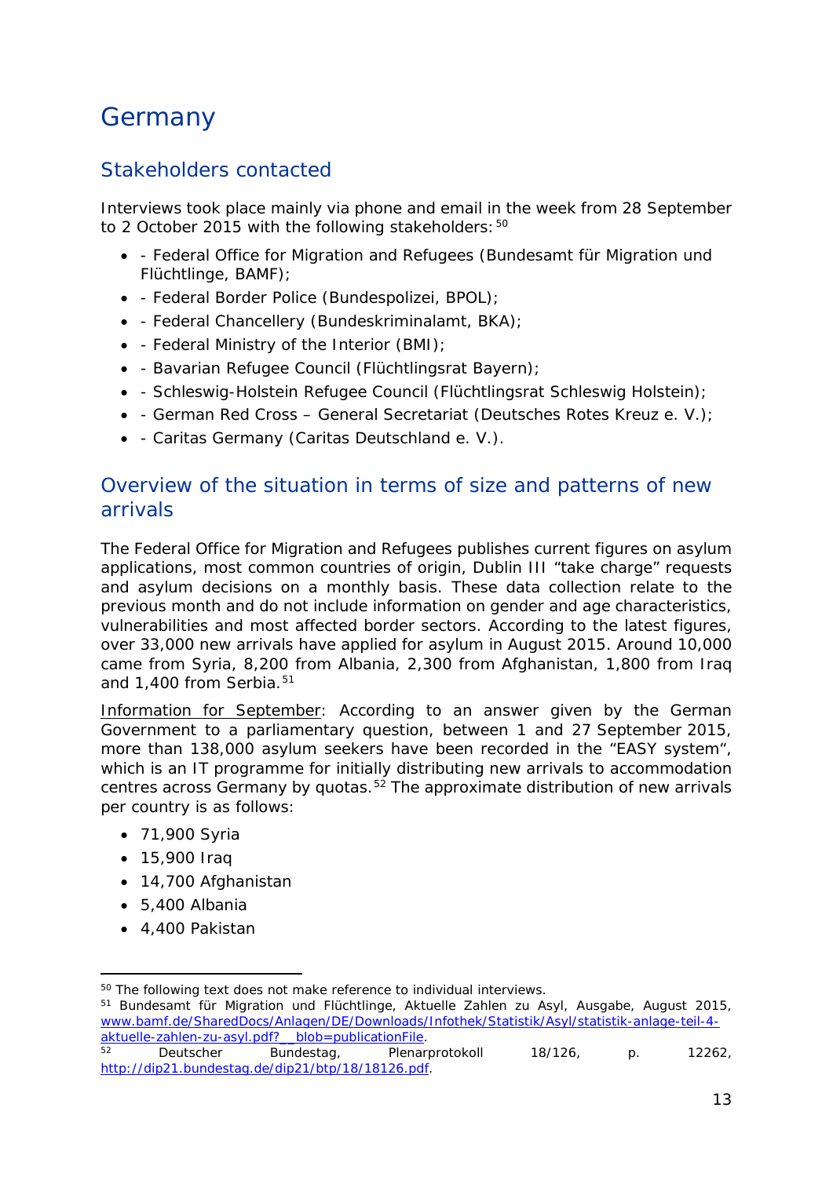# Germany

## Stakeholders contacted

Interviews took place mainly via phone and email in the week from 28 September to 2 October 2015 with the following stakeholders:[50]

- - Federal Office for Migration and Refugees (Bundesamt für Migration und Flüchtlinge, BAMF);
- - Federal Border Police (Bundespolizei, BPOL);
- - Federal Chancellery (Bundeskriminalamt, BKA);
- - Federal Ministry of the Interior (BMI);
- - Bavarian Refugee Council (Flüchtlingsrat Bayern);
- - Schleswig-Holstein Refugee Council (Flüchtlingsrat Schleswig Holstein);
- - German Red Cross – General Secretariat (Deutsches Rotes Kreuz e. V.);
- - Caritas Germany (Caritas Deutschland e. V.).

## Overview of the situation in terms of size and patterns of new arrivals

The Federal Office for Migration and Refugees publishes current figures on asylum applications, most common countries of origin, Dublin III "take charge" requests and asylum decisions on a monthly basis. These data collection relate to the previous month and do not include information on gender and age characteristics, vulnerabilities and most affected border sectors. According to the latest figures, over 33,000 new arrivals have applied for asylum in August 2015. Around 10,000 came from Syria, 8,200 from Albania, 2,300 from Afghanistan, 1,800 from Iraq and 1,400 from Serbia.[51]

Information for September: According to an answer given by the German Government to a parliamentary question, between 1 and 27 September 2015, more than 138,000 asylum seekers have been recorded in the "EASY system", which is an IT programme for initially distributing new arrivals to accommodation centres across Germany by quotas.[52] The approximate distribution of new arrivals per country is as follows:

- 71,900 Syria
- 15,900 Iraq
- 14,700 Afghanistan
- 5,400 Albania
- 4,400 Pakistan

---

[50] The following text does not make reference to individual interviews.

[51] Bundesamt für Migration und Flüchtlinge, Aktuelle Zahlen zu Asyl, Ausgabe, August 2015, www.bamf.de/SharedDocs/Anlagen/DE/Downloads/Infothek/Statistik/Asyl/statistik-anlage-teil-4-aktuelle-zahlen-zu-asyl.pdf?__blob=publicationFile.

[52] Deutscher Bundestag, Plenarprotokoll 18/126, p. 12262, http://dip21.bundestag.de/dip21/btp/18/18126.pdf.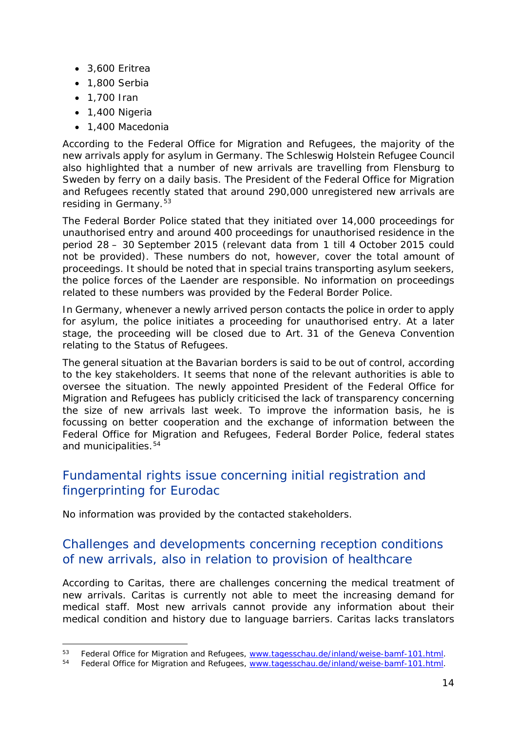- 3,600 Eritrea
- 1,800 Serbia
- 1,700 Iran
- 1,400 Nigeria
- 1,400 Macedonia

According to the Federal Office for Migration and Refugees, the majority of the new arrivals apply for asylum in Germany. The Schleswig Holstein Refugee Council also highlighted that a number of new arrivals are travelling from Flensburg to Sweden by ferry on a daily basis. The President of the Federal Office for Migration and Refugees recently stated that around 290,000 unregistered new arrivals are residing in Germany.[53]

The Federal Border Police stated that they initiated over 14,000 proceedings for unauthorised entry and around 400 proceedings for unauthorised residence in the period 28 – 30 September 2015 (relevant data from 1 till 4 October 2015 could not be provided). These numbers do not, however, cover the total amount of proceedings. It should be noted that in special trains transporting asylum seekers, the police forces of the Laender are responsible. No information on proceedings related to these numbers was provided by the Federal Border Police.

In Germany, whenever a newly arrived person contacts the police in order to apply for asylum, the police initiates a proceeding for unauthorised entry. At a later stage, the proceeding will be closed due to Art. 31 of the Geneva Convention relating to the Status of Refugees.

The general situation at the Bavarian borders is said to be out of control, according to the key stakeholders. It seems that none of the relevant authorities is able to oversee the situation. The newly appointed President of the Federal Office for Migration and Refugees has publicly criticised the lack of transparency concerning the size of new arrivals last week. To improve the information basis, he is focussing on better cooperation and the exchange of information between the Federal Office for Migration and Refugees, Federal Border Police, federal states and municipalities.[54]

## Fundamental rights issue concerning initial registration and fingerprinting for Eurodac

No information was provided by the contacted stakeholders.

## Challenges and developments concerning reception conditions of new arrivals, also in relation to provision of healthcare

According to Caritas, there are challenges concerning the medical treatment of new arrivals. Caritas is currently not able to meet the increasing demand for medical staff. Most new arrivals cannot provide any information about their medical condition and history due to language barriers. Caritas lacks translators

---

[53] Federal Office for Migration and Refugees, www.tagesschau.de/inland/weise-bamf-101.html.

[54] Federal Office for Migration and Refugees, www.tagesschau.de/inland/weise-bamf-101.html.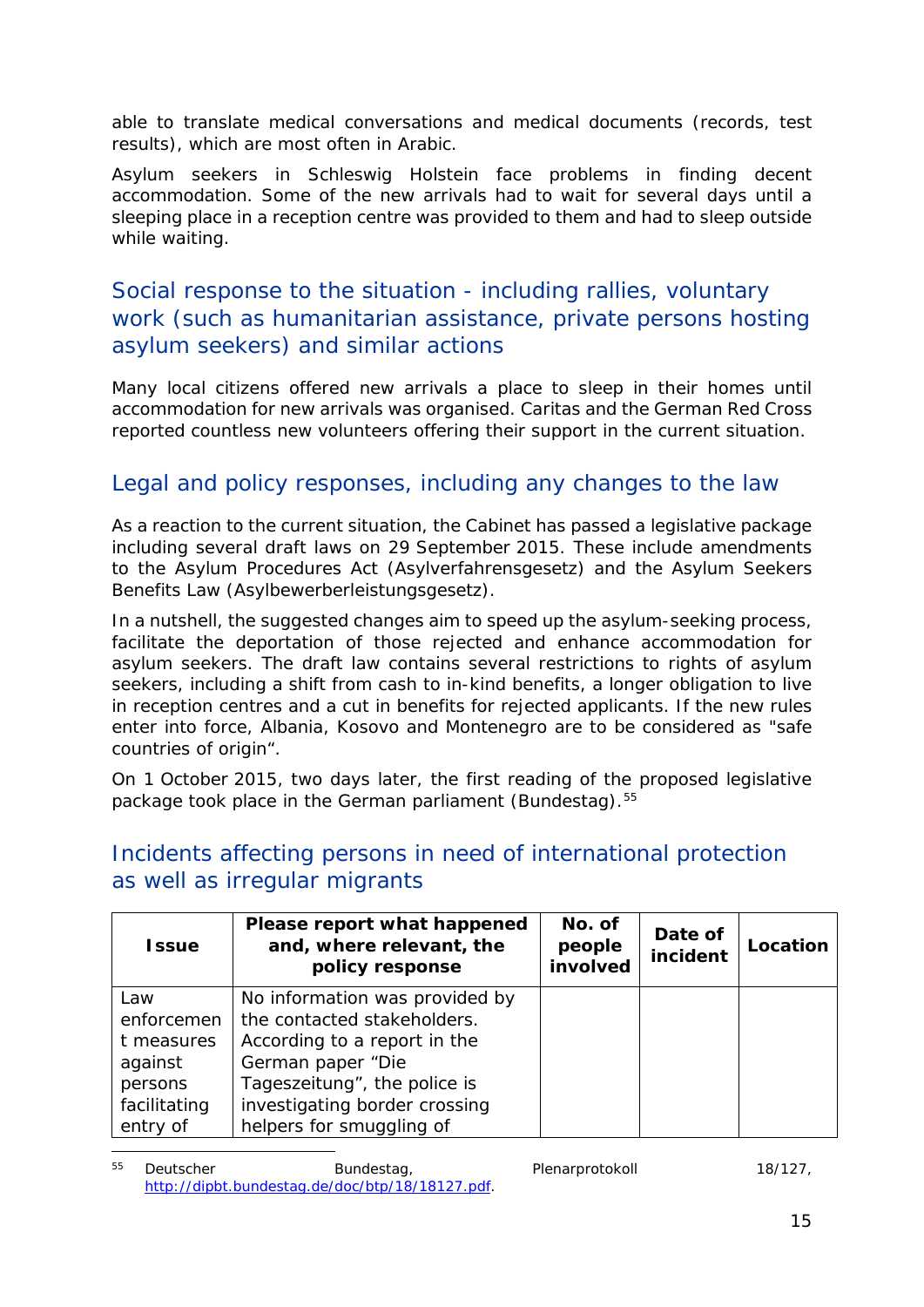able to translate medical conversations and medical documents (records, test results), which are most often in Arabic.

Asylum seekers in Schleswig Holstein face problems in finding decent accommodation. Some of the new arrivals had to wait for several days until a sleeping place in a reception centre was provided to them and had to sleep outside while waiting.

## Social response to the situation - including rallies, voluntary work (such as humanitarian assistance, private persons hosting asylum seekers) and similar actions

Many local citizens offered new arrivals a place to sleep in their homes until accommodation for new arrivals was organised. Caritas and the German Red Cross reported countless new volunteers offering their support in the current situation.

## Legal and policy responses, including any changes to the law

As a reaction to the current situation, the Cabinet has passed a legislative package including several draft laws on 29 September 2015. These include amendments to the Asylum Procedures Act (Asylverfahrensgesetz) and the Asylum Seekers Benefits Law (Asylbewerberleistungsgesetz).

In a nutshell, the suggested changes aim to speed up the asylum-seeking process, facilitate the deportation of those rejected and enhance accommodation for asylum seekers. The draft law contains several restrictions to rights of asylum seekers, including a shift from cash to in-kind benefits, a longer obligation to live in reception centres and a cut in benefits for rejected applicants. If the new rules enter into force, Albania, Kosovo and Montenegro are to be considered as "safe countries of origin“.

On 1 October 2015, two days later, the first reading of the proposed legislative package took place in the German parliament (Bundestag).[55]

## Incidents affecting persons in need of international protection as well as irregular migrants

| Issue | Please report what happened and, where relevant, the policy response | No. of people involved | Date of incident | Location |
|---|---|---|---|---|
| Law enforcement measures against persons facilitating entry of | No information was provided by the contacted stakeholders. According to a report in the German paper “Die Tageszeitung”, the police is investigating border crossing helpers for smuggling of | | | |

[55] Deutscher Bundestag, Plenarprotokoll 18/127, http://dipbt.bundestag.de/doc/btp/18/18127.pdf.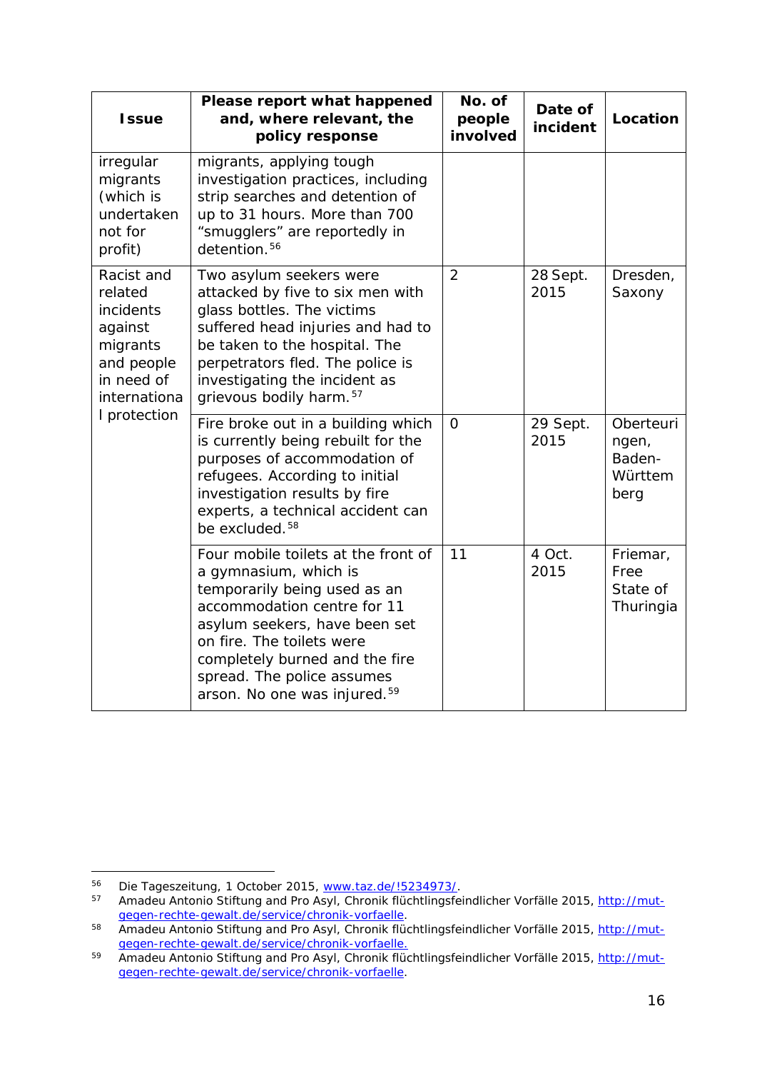| Issue | Please report what happened and, where relevant, the policy response | No. of people involved | Date of incident | Location |
|---|---|---|---|---|
| irregular migrants (which is undertaken not for profit) | migrants, applying tough investigation practices, including strip searches and detention of up to 31 hours. More than 700 "smugglers" are reportedly in detention.[56] | | | |
| Racist and related incidents against migrants and people in need of international protection | Two asylum seekers were attacked by five to six men with glass bottles. The victims suffered head injuries and had to be taken to the hospital. The perpetrators fled. The police is investigating the incident as grievous bodily harm.[57] | 2 | 28 Sept. 2015 | Dresden, Saxony |
| | Fire broke out in a building which is currently being rebuilt for the purposes of accommodation of refugees. According to initial investigation results by fire experts, a technical accident can be excluded.[58] | 0 | 29 Sept. 2015 | Oberteuringen, Baden-Württemberg |
| | Four mobile toilets at the front of a gymnasium, which is temporarily being used as an accommodation centre for 11 asylum seekers, have been set on fire. The toilets were completely burned and the fire spread. The police assumes arson. No one was injured.[59] | 11 | 4 Oct. 2015 | Friemar, Free State of Thuringia |

[56] Die Tageszeitung, 1 October 2015, www.taz.de/!5234973/.

[57] Amadeu Antonio Stiftung and Pro Asyl, Chronik flüchtlingsfeindlicher Vorfälle 2015, http://mut-gegen-rechte-gewalt.de/service/chronik-vorfaelle.

[58] Amadeu Antonio Stiftung and Pro Asyl, Chronik flüchtlingsfeindlicher Vorfälle 2015, http://mut-gegen-rechte-gewalt.de/service/chronik-vorfaelle.

[59] Amadeu Antonio Stiftung and Pro Asyl, Chronik flüchtlingsfeindlicher Vorfälle 2015, http://mut-gegen-rechte-gewalt.de/service/chronik-vorfaelle.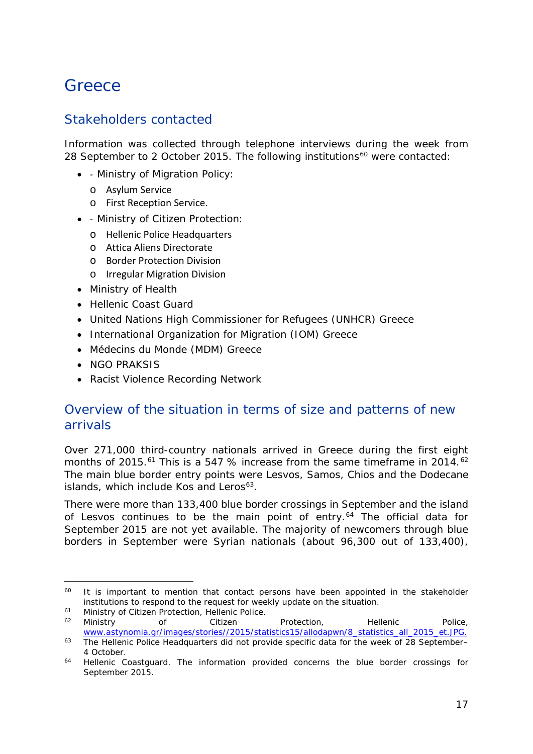# Greece

## Stakeholders contacted

Information was collected through telephone interviews during the week from 28 September to 2 October 2015. The following institutions[60] were contacted:

- - Ministry of Migration Policy:
  - Asylum Service
  - First Reception Service.
- - Ministry of Citizen Protection:
  - Hellenic Police Headquarters
  - Attica Aliens Directorate
  - Border Protection Division
  - Irregular Migration Division
- Ministry of Health
- Hellenic Coast Guard
- United Nations High Commissioner for Refugees (UNHCR) Greece
- International Organization for Migration (IOM) Greece
- Médecins du Monde (MDM) Greece
- NGO PRAKSIS
- Racist Violence Recording Network

## Overview of the situation in terms of size and patterns of new arrivals

Over 271,000 third-country nationals arrived in Greece during the first eight months of 2015.[61] This is a 547 % increase from the same timeframe in 2014.[62] The main blue border entry points were Lesvos, Samos, Chios and the Dodecane islands, which include Kos and Leros[63].

There were more than 133,400 blue border crossings in September and the island of Lesvos continues to be the main point of entry.[64] The official data for September 2015 are not yet available. The majority of newcomers through blue borders in September were Syrian nationals (about 96,300 out of 133,400),

---

[60] It is important to mention that contact persons have been appointed in the stakeholder institutions to respond to the request for weekly update on the situation.

[61] Ministry of Citizen Protection, Hellenic Police.

[62] Ministry of Citizen Protection, Hellenic Police, www.astynomia.gr/images/stories//2015/statistics15/allodapwn/8_statistics_all_2015_et.JPG.

[63] The Hellenic Police Headquarters did not provide specific data for the week of 28 September–4 October.

[64] Hellenic Coastguard. The information provided concerns the blue border crossings for September 2015.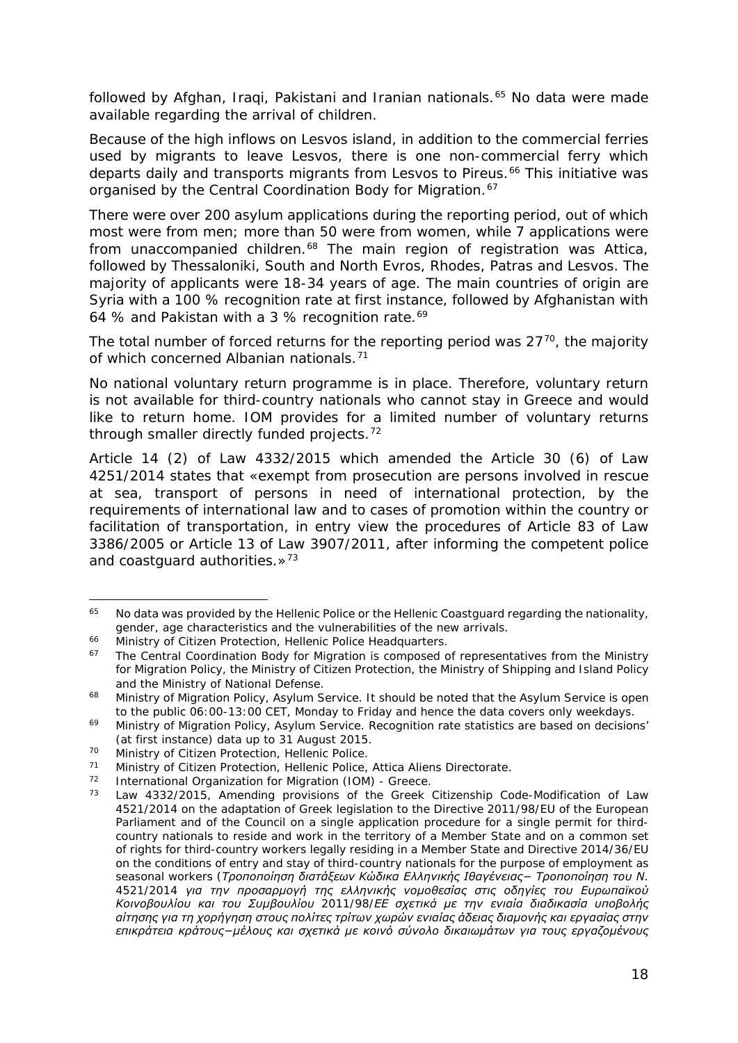followed by Afghan, Iraqi, Pakistani and Iranian nationals.[65] No data were made available regarding the arrival of children.

Because of the high inflows on Lesvos island, in addition to the commercial ferries used by migrants to leave Lesvos, there is one non-commercial ferry which departs daily and transports migrants from Lesvos to Pireus.[66] This initiative was organised by the Central Coordination Body for Migration.[67]

There were over 200 asylum applications during the reporting period, out of which most were from men; more than 50 were from women, while 7 applications were from unaccompanied children.[68] The main region of registration was Attica, followed by Thessaloniki, South and North Evros, Rhodes, Patras and Lesvos. The majority of applicants were 18-34 years of age. The main countries of origin are Syria with a 100 % recognition rate at first instance, followed by Afghanistan with 64 % and Pakistan with a 3 % recognition rate.[69]

The total number of forced returns for the reporting period was 27[70], the majority of which concerned Albanian nationals.[71]

No national voluntary return programme is in place. Therefore, voluntary return is not available for third-country nationals who cannot stay in Greece and would like to return home. IOM provides for a limited number of voluntary returns through smaller directly funded projects.[72]

Article 14 (2) of Law 4332/2015 which amended the Article 30 (6) of Law 4251/2014 states that «exempt from prosecution are persons involved in rescue at sea, transport of persons in need of international protection, by the requirements of international law and to cases of promotion within the country or facilitation of transportation, in entry view the procedures of Article 83 of Law 3386/2005 or Article 13 of Law 3907/2011, after informing the competent police and coastguard authorities.»[73]

---

[65] No data was provided by the Hellenic Police or the Hellenic Coastguard regarding the nationality, gender, age characteristics and the vulnerabilities of the new arrivals.

[66] Ministry of Citizen Protection, Hellenic Police Headquarters.

[67] The Central Coordination Body for Migration is composed of representatives from the Ministry for Migration Policy, the Ministry of Citizen Protection, the Ministry of Shipping and Island Policy and the Ministry of National Defense.

[68] Ministry of Migration Policy, Asylum Service. It should be noted that the Asylum Service is open to the public 06:00-13:00 CET, Monday to Friday and hence the data covers only weekdays.

[69] Ministry of Migration Policy, Asylum Service. Recognition rate statistics are based on decisions' (at first instance) data up to 31 August 2015.

[70] Ministry of Citizen Protection, Hellenic Police.

[71] Ministry of Citizen Protection, Hellenic Police, Attica Aliens Directorate.

[72] International Organization for Migration (IOM) - Greece.

[73] Law 4332/2015, Amending provisions of the Greek Citizenship Code-Modification of Law 4521/2014 on the adaptation of Greek legislation to the Directive 2011/98/EU of the European Parliament and of the Council on a single application procedure for a single permit for third-country nationals to reside and work in the territory of a Member State and on a common set of rights for third-country workers legally residing in a Member State and Directive 2014/36/EU on the conditions of entry and stay of third-country nationals for the purpose of employment as seasonal workers (*Τροποποίηση διατάξεων Κώδικα Ελληνικής Ιθαγένειας– Τροποποίηση του Ν. 4521/2014 για την προσαρμογή της ελληνικής νομοθεσίας στις οδηγίες του Ευρωπαϊκού Κοινοβουλίου και του Συμβουλίου* 2011/98/*ΕΕ σχετικά με την ενιαία διαδικασία υποβολής αίτησης για τη χορήγηση στους πολίτες τρίτων χωρών ενιαίας άδειας διαμονής και εργασίας στην επικράτεια κράτους–μέλους και σχετικά με κοινό σύνολο δικαιωμάτων για τους εργαζομένους*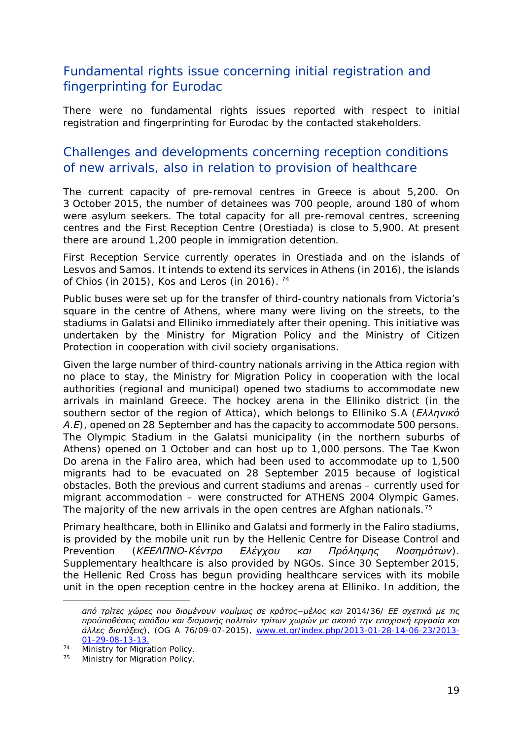## Fundamental rights issue concerning initial registration and fingerprinting for Eurodac

There were no fundamental rights issues reported with respect to initial registration and fingerprinting for Eurodac by the contacted stakeholders.

## Challenges and developments concerning reception conditions of new arrivals, also in relation to provision of healthcare

The current capacity of pre-removal centres in Greece is about 5,200. On 3 October 2015, the number of detainees was 700 people, around 180 of whom were asylum seekers. The total capacity for all pre-removal centres, screening centres and the First Reception Centre (Orestiada) is close to 5,900. At present there are around 1,200 people in immigration detention.

First Reception Service currently operates in Orestiada and on the islands of Lesvos and Samos. It intends to extend its services in Athens (in 2016), the islands of Chios (in 2015), Kos and Leros (in 2016). [74]

Public buses were set up for the transfer of third-country nationals from Victoria's square in the centre of Athens, where many were living on the streets, to the stadiums in Galatsi and Elliniko immediately after their opening. This initiative was undertaken by the Ministry for Migration Policy and the Ministry of Citizen Protection in cooperation with civil society organisations.

Given the large number of third-country nationals arriving in the Attica region with no place to stay, the Ministry for Migration Policy in cooperation with the local authorities (regional and municipal) opened two stadiums to accommodate new arrivals in mainland Greece. The hockey arena in the Elliniko district (in the southern sector of the region of Attica), which belongs to Elliniko S.A (*Ελληνικό Α.Ε*), opened on 28 September and has the capacity to accommodate 500 persons. The Olympic Stadium in the Galatsi municipality (in the northern suburbs of Athens) opened on 1 October and can host up to 1,000 persons. The Tae Kwon Do arena in the Faliro area, which had been used to accommodate up to 1,500 migrants had to be evacuated on 28 September 2015 because of logistical obstacles. Both the previous and current stadiums and arenas – currently used for migrant accommodation – were constructed for ATHENS 2004 Olympic Games. The majority of the new arrivals in the open centres are Afghan nationals. [75]

Primary healthcare, both in Elliniko and Galatsi and formerly in the Faliro stadiums, is provided by the mobile unit run by the Hellenic Centre for Disease Control and Prevention (*ΚΕΕΛΠΝΟ-Κέντρο Ελέγχου και Πρόληψης Νοσημάτων*). Supplementary healthcare is also provided by NGOs. Since 30 September 2015, the Hellenic Red Cross has begun providing healthcare services with its mobile unit in the open reception centre in the hockey arena at Elliniko. In addition, the

---

*από τρίτες χώρες που διαμένουν νομίμως σε κράτος−μέλος και* 2014/36/ *ΕΕ σχετικά με τις προϋποθέσεις εισόδου και διαμονής πολιτών τρίτων χωρών με σκοπό την εποχιακή εργασία και άλλες διατάξεις*), (OG A 76/09-07-2015), www.et.gr/index.php/2013-01-28-14-06-23/2013-01-29-08-13-13.

[74] Ministry for Migration Policy.

[75] Ministry for Migration Policy.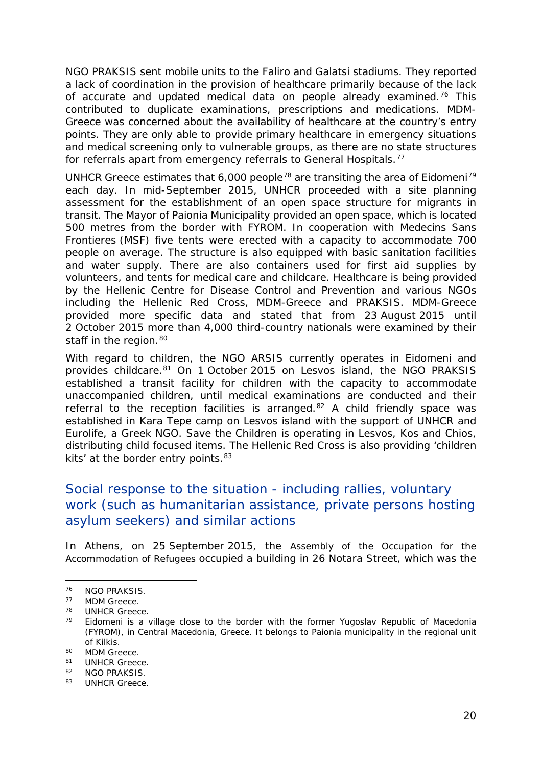NGO PRAKSIS sent mobile units to the Faliro and Galatsi stadiums. They reported a lack of coordination in the provision of healthcare primarily because of the lack of accurate and updated medical data on people already examined.[76] This contributed to duplicate examinations, prescriptions and medications. MDM-Greece was concerned about the availability of healthcare at the country's entry points. They are only able to provide primary healthcare in emergency situations and medical screening only to vulnerable groups, as there are no state structures for referrals apart from emergency referrals to General Hospitals.[77]

UNHCR Greece estimates that 6,000 people[78] are transiting the area of Eidomeni[79] each day. In mid-September 2015, UNHCR proceeded with a site planning assessment for the establishment of an open space structure for migrants in transit. The Mayor of Paionia Municipality provided an open space, which is located 500 metres from the border with FYROM. In cooperation with Medecins Sans Frontieres (MSF) five tents were erected with a capacity to accommodate 700 people on average. The structure is also equipped with basic sanitation facilities and water supply. There are also containers used for first aid supplies by volunteers, and tents for medical care and childcare. Healthcare is being provided by the Hellenic Centre for Disease Control and Prevention and various NGOs including the Hellenic Red Cross, MDM-Greece and PRAKSIS. MDM-Greece provided more specific data and stated that from 23 August 2015 until 2 October 2015 more than 4,000 third-country nationals were examined by their staff in the region.[80]

With regard to children, the NGO ARSIS currently operates in Eidomeni and provides childcare.[81] On 1 October 2015 on Lesvos island, the NGO PRAKSIS established a transit facility for children with the capacity to accommodate unaccompanied children, until medical examinations are conducted and their referral to the reception facilities is arranged.[82] A child friendly space was established in Kara Tepe camp on Lesvos island with the support of UNHCR and Eurolife, a Greek NGO. Save the Children is operating in Lesvos, Kos and Chios, distributing child focused items. The Hellenic Red Cross is also providing 'children kits' at the border entry points.[83]

## Social response to the situation - including rallies, voluntary work (such as humanitarian assistance, private persons hosting asylum seekers) and similar actions

In Athens, on 25 September 2015, the Assembly of the Occupation for the Accommodation of Refugees occupied a building in 26 Notara Street, which was the

---

[76] NGO PRAKSIS.

[77] MDM Greece.

[78] UNHCR Greece.

[79] Eidomeni is a village close to the border with the former Yugoslav Republic of Macedonia (FYROM), in Central Macedonia, Greece. It belongs to Paionia municipality in the regional unit of Kilkis.

[80] MDM Greece.

[81] UNHCR Greece.

[82] NGO PRAKSIS.

[83] UNHCR Greece.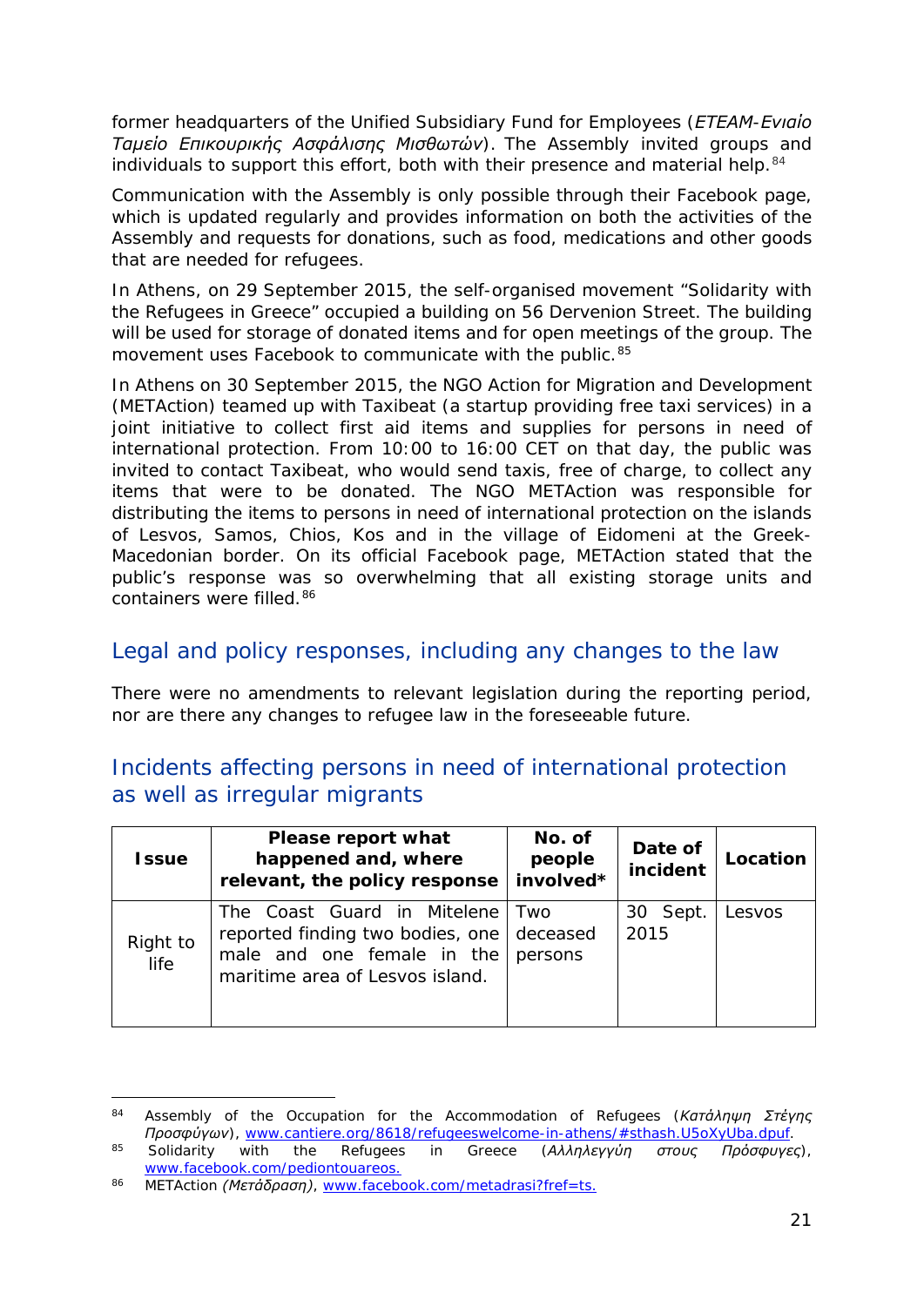former headquarters of the Unified Subsidiary Fund for Employees (*ETEAM-Ενιαίο Ταμείο Επικουρικής Ασφάλισης Μισθωτών*). The Assembly invited groups and individuals to support this effort, both with their presence and material help.[84]

Communication with the Assembly is only possible through their Facebook page, which is updated regularly and provides information on both the activities of the Assembly and requests for donations, such as food, medications and other goods that are needed for refugees.

In Athens, on 29 September 2015, the self-organised movement "Solidarity with the Refugees in Greece" occupied a building on 56 Dervenion Street. The building will be used for storage of donated items and for open meetings of the group. The movement uses Facebook to communicate with the public.[85]

In Athens on 30 September 2015, the NGO Action for Migration and Development (METAction) teamed up with Taxibeat (a startup providing free taxi services) in a joint initiative to collect first aid items and supplies for persons in need of international protection. From 10:00 to 16:00 CET on that day, the public was invited to contact Taxibeat, who would send taxis, free of charge, to collect any items that were to be donated. The NGO METAction was responsible for distributing the items to persons in need of international protection on the islands of Lesvos, Samos, Chios, Kos and in the village of Eidomeni at the Greek-Macedonian border. On its official Facebook page, METAction stated that the public's response was so overwhelming that all existing storage units and containers were filled.[86]

## Legal and policy responses, including any changes to the law

There were no amendments to relevant legislation during the reporting period, nor are there any changes to refugee law in the foreseeable future.

## Incidents affecting persons in need of international protection as well as irregular migrants

| Issue | Please report what happened and, where relevant, the policy response | No. of people involved* | Date of incident | Location |
|---|---|---|---|---|
| Right to life | The Coast Guard in Mitelene reported finding two bodies, one male and one female in the maritime area of Lesvos island. | Two deceased persons | 30 Sept. 2015 | Lesvos |

---

[84] Assembly of the Occupation for the Accommodation of Refugees (*Κατάληψη Στέγης Προσφύγων*), www.cantiere.org/8618/refugeeswelcome-in-athens/#sthash.U5oXyUba.dpuf.

[85] Solidarity with the Refugees in Greece (*Αλληλεγγύη στους Πρόσφυγες*), www.facebook.com/pediontouareos.

[86] METAction *(Μετάδραση)*, www.facebook.com/metadrasi?fref=ts.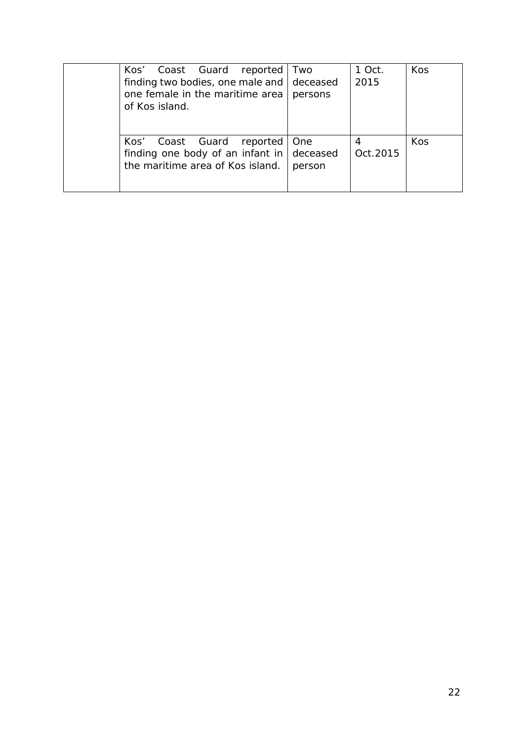| | | | | |
|---|---|---|---|---|
| | Kos' Coast Guard reported finding two bodies, one male and one female in the maritime area of Kos island. | Two deceased persons | 1 Oct. 2015 | Kos |
| | Kos' Coast Guard reported finding one body of an infant in the maritime area of Kos island. | One deceased person | 4 Oct.2015 | Kos |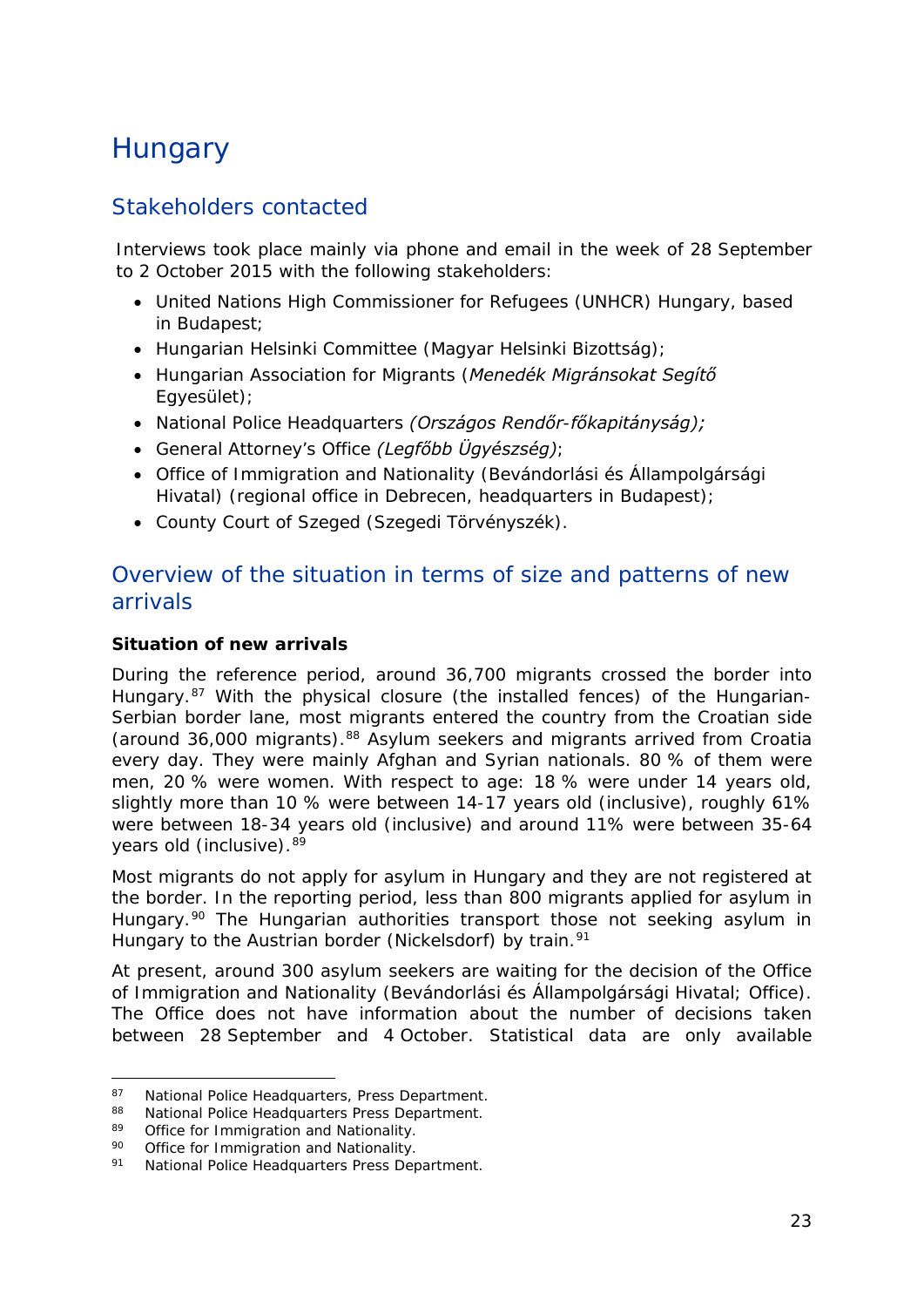# Hungary

## Stakeholders contacted

Interviews took place mainly via phone and email in the week of 28 September to 2 October 2015 with the following stakeholders:

- United Nations High Commissioner for Refugees (UNHCR) Hungary, based in Budapest;
- Hungarian Helsinki Committee (Magyar Helsinki Bizottság);
- Hungarian Association for Migrants (*Menedék Migránsokat Segítő* Egyesület);
- National Police Headquarters *(Országos Rendőr-főkapitányság);*
- General Attorney's Office *(Legfőbb Ügyészség)*;
- Office of Immigration and Nationality (Bevándorlási és Állampolgársági Hivatal) (regional office in Debrecen, headquarters in Budapest);
- County Court of Szeged (Szegedi Törvényszék).

## Overview of the situation in terms of size and patterns of new arrivals

**Situation of new arrivals**

During the reference period, around 36,700 migrants crossed the border into Hungary.[87] With the physical closure (the installed fences) of the Hungarian-Serbian border lane, most migrants entered the country from the Croatian side (around 36,000 migrants).[88] Asylum seekers and migrants arrived from Croatia every day. They were mainly Afghan and Syrian nationals. 80 % of them were men, 20 % were women. With respect to age: 18 % were under 14 years old, slightly more than 10 % were between 14-17 years old (inclusive), roughly 61% were between 18-34 years old (inclusive) and around 11% were between 35-64 years old (inclusive).[89]

Most migrants do not apply for asylum in Hungary and they are not registered at the border. In the reporting period, less than 800 migrants applied for asylum in Hungary.[90] The Hungarian authorities transport those not seeking asylum in Hungary to the Austrian border (Nickelsdorf) by train.[91]

At present, around 300 asylum seekers are waiting for the decision of the Office of Immigration and Nationality (Bevándorlási és Állampolgársági Hivatal; Office). The Office does not have information about the number of decisions taken between 28 September and 4 October. Statistical data are only available

---

[87] National Police Headquarters, Press Department.
[88] National Police Headquarters Press Department.
[89] Office for Immigration and Nationality.
[90] Office for Immigration and Nationality.
[91] National Police Headquarters Press Department.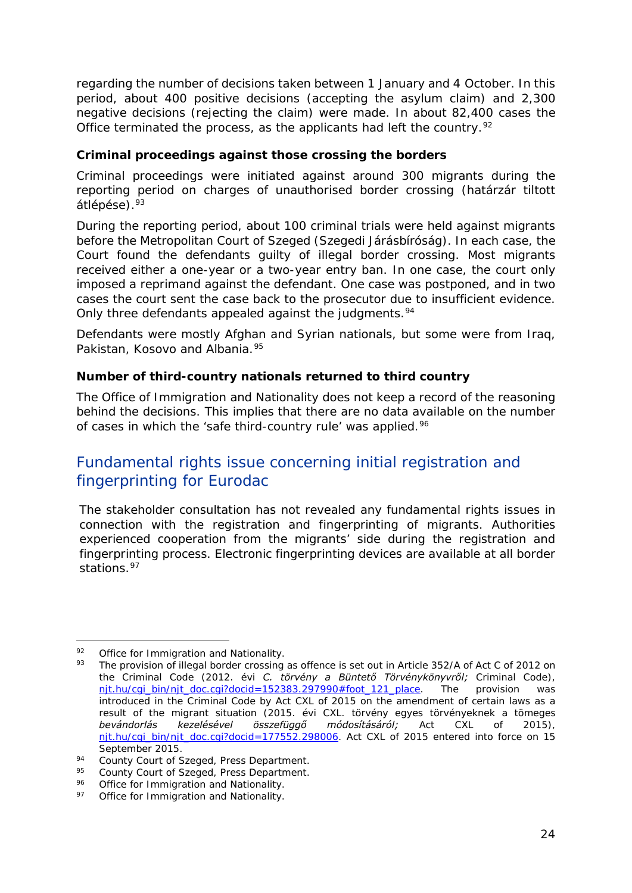regarding the number of decisions taken between 1 January and 4 October. In this period, about 400 positive decisions (accepting the asylum claim) and 2,300 negative decisions (rejecting the claim) were made. In about 82,400 cases the Office terminated the process, as the applicants had left the country.[92]

**Criminal proceedings against those crossing the borders**

Criminal proceedings were initiated against around 300 migrants during the reporting period on charges of unauthorised border crossing (határzár tiltott átlépése).[93]

During the reporting period, about 100 criminal trials were held against migrants before the Metropolitan Court of Szeged (Szegedi Járásbíróság). In each case, the Court found the defendants guilty of illegal border crossing. Most migrants received either a one-year or a two-year entry ban. In one case, the court only imposed a reprimand against the defendant. One case was postponed, and in two cases the court sent the case back to the prosecutor due to insufficient evidence. Only three defendants appealed against the judgments.[94]

Defendants were mostly Afghan and Syrian nationals, but some were from Iraq, Pakistan, Kosovo and Albania.[95]

**Number of third-country nationals returned to third country**

The Office of Immigration and Nationality does not keep a record of the reasoning behind the decisions. This implies that there are no data available on the number of cases in which the 'safe third-country rule' was applied.[96]

## Fundamental rights issue concerning initial registration and fingerprinting for Eurodac

The stakeholder consultation has not revealed any fundamental rights issues in connection with the registration and fingerprinting of migrants. Authorities experienced cooperation from the migrants' side during the registration and fingerprinting process. Electronic fingerprinting devices are available at all border stations.[97]

---

[92] Office for Immigration and Nationality.

[93] The provision of illegal border crossing as offence is set out in Article 352/A of Act C of 2012 on the Criminal Code (2012. évi *C. törvény a Büntető Törvénykönyvről;* Criminal Code), njt.hu/cgi_bin/njt_doc.cgi?docid=152383.297990#foot_121_place. The provision was introduced in the Criminal Code by Act CXL of 2015 on the amendment of certain laws as a result of the migrant situation (2015. évi CXL. törvény egyes törvényeknek a tömeges *bevándorlás kezelésével összefüggő módosításáról;* Act CXL of 2015), njt.hu/cgi_bin/njt_doc.cgi?docid=177552.298006. Act CXL of 2015 entered into force on 15 September 2015.

[94] County Court of Szeged, Press Department.

[95] County Court of Szeged, Press Department.

[96] Office for Immigration and Nationality.

[97] Office for Immigration and Nationality.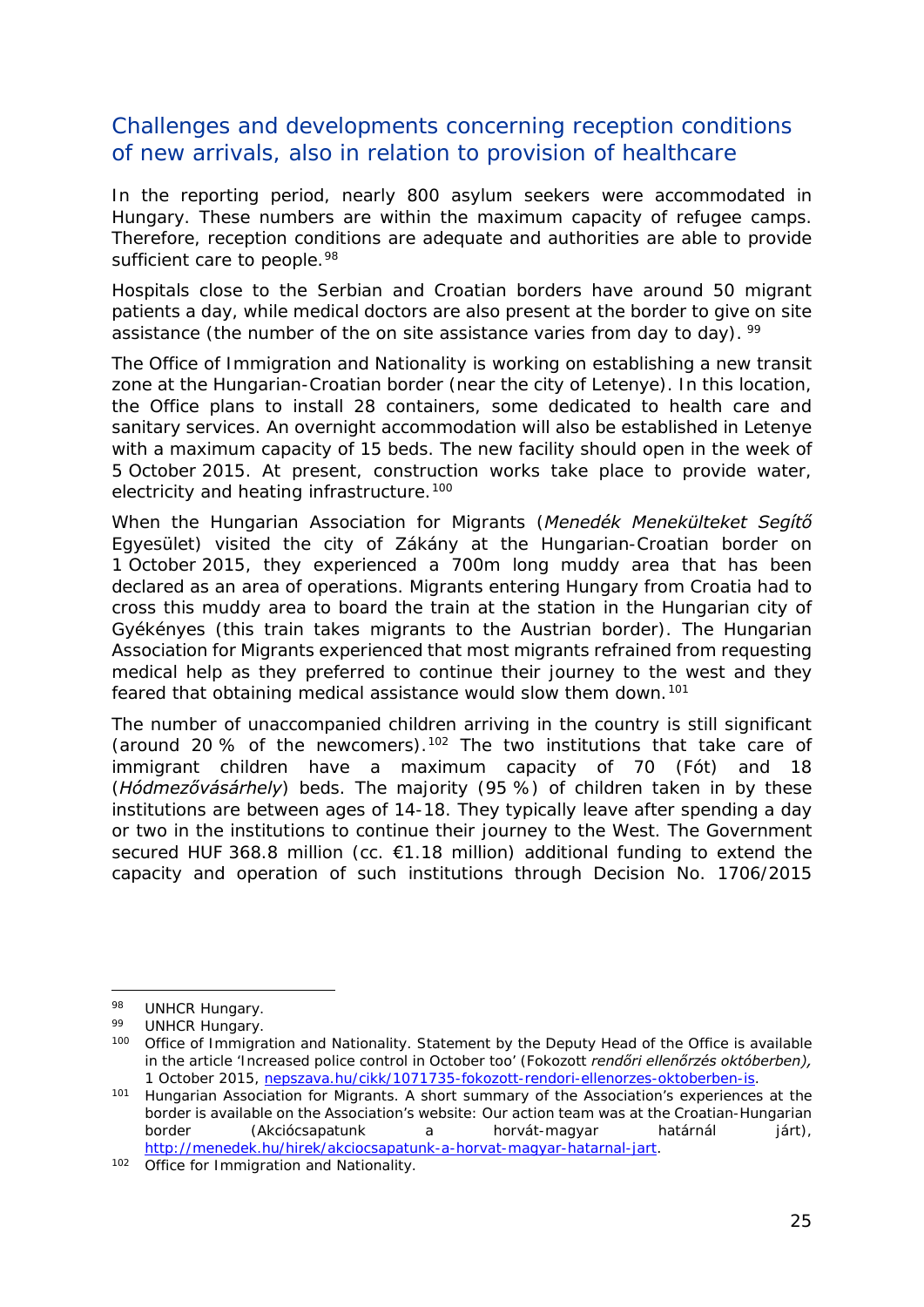## Challenges and developments concerning reception conditions of new arrivals, also in relation to provision of healthcare

In the reporting period, nearly 800 asylum seekers were accommodated in Hungary. These numbers are within the maximum capacity of refugee camps. Therefore, reception conditions are adequate and authorities are able to provide sufficient care to people.[98]

Hospitals close to the Serbian and Croatian borders have around 50 migrant patients a day, while medical doctors are also present at the border to give on site assistance (the number of the on site assistance varies from day to day). [99]

The Office of Immigration and Nationality is working on establishing a new transit zone at the Hungarian-Croatian border (near the city of Letenye). In this location, the Office plans to install 28 containers, some dedicated to health care and sanitary services. An overnight accommodation will also be established in Letenye with a maximum capacity of 15 beds. The new facility should open in the week of 5 October 2015. At present, construction works take place to provide water, electricity and heating infrastructure.[100]

When the Hungarian Association for Migrants (*Menedék Menekülteket Segítő* Egyesület) visited the city of Zákány at the Hungarian-Croatian border on 1 October 2015, they experienced a 700m long muddy area that has been declared as an area of operations. Migrants entering Hungary from Croatia had to cross this muddy area to board the train at the station in the Hungarian city of Gyékényes (this train takes migrants to the Austrian border). The Hungarian Association for Migrants experienced that most migrants refrained from requesting medical help as they preferred to continue their journey to the west and they feared that obtaining medical assistance would slow them down.[101]

The number of unaccompanied children arriving in the country is still significant (around 20 % of the newcomers).[102] The two institutions that take care of immigrant children have a maximum capacity of 70 (Fót) and 18 (*Hódmezővásárhely*) beds. The majority (95 %) of children taken in by these institutions are between ages of 14-18. They typically leave after spending a day or two in the institutions to continue their journey to the West. The Government secured HUF 368.8 million (cc. €1.18 million) additional funding to extend the capacity and operation of such institutions through Decision No. 1706/2015

---

[98] UNHCR Hungary.

[99] UNHCR Hungary.

[100] Office of Immigration and Nationality. Statement by the Deputy Head of the Office is available in the article 'Increased police control in October too' (Fokozott *rendőri ellenőrzés októberben),* 1 October 2015, nepszava.hu/cikk/1071735-fokozott-rendori-ellenorzes-oktoberben-is.

[101] Hungarian Association for Migrants. A short summary of the Association's experiences at the border is available on the Association's website: Our action team was at the Croatian-Hungarian border (Akciócsapatunk a horvát-magyar határnál járt), http://menedek.hu/hirek/akciocsapatunk-a-horvat-magyar-hatarnal-jart.

[102] Office for Immigration and Nationality.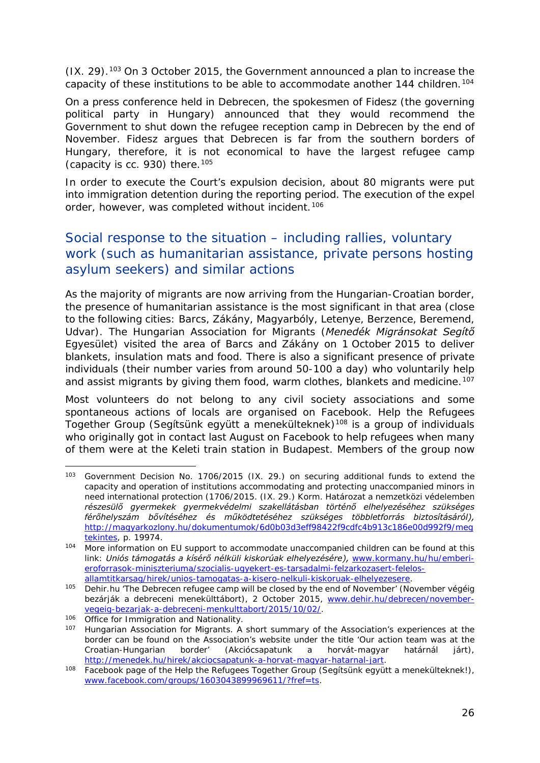(IX. 29).[103] On 3 October 2015, the Government announced a plan to increase the capacity of these institutions to be able to accommodate another 144 children.[104]

On a press conference held in Debrecen, the spokesmen of Fidesz (the governing political party in Hungary) announced that they would recommend the Government to shut down the refugee reception camp in Debrecen by the end of November. Fidesz argues that Debrecen is far from the southern borders of Hungary, therefore, it is not economical to have the largest refugee camp (capacity is cc. 930) there.[105]

In order to execute the Court's expulsion decision, about 80 migrants were put into immigration detention during the reporting period. The execution of the expel order, however, was completed without incident.[106]

## Social response to the situation – including rallies, voluntary work (such as humanitarian assistance, private persons hosting asylum seekers) and similar actions

As the majority of migrants are now arriving from the Hungarian-Croatian border, the presence of humanitarian assistance is the most significant in that area (close to the following cities: Barcs, Zákány, Magyarbóly, Letenye, Berzence, Beremend, Udvar). The Hungarian Association for Migrants (*Menedék Migránsokat Segítő* Egyesület) visited the area of Barcs and Zákány on 1 October 2015 to deliver blankets, insulation mats and food. There is also a significant presence of private individuals (their number varies from around 50-100 a day) who voluntarily help and assist migrants by giving them food, warm clothes, blankets and medicine.[107]

Most volunteers do not belong to any civil society associations and some spontaneous actions of locals are organised on Facebook. Help the Refugees Together Group (Segítsünk együtt a menekülteknek)[108] is a group of individuals who originally got in contact last August on Facebook to help refugees when many of them were at the Keleti train station in Budapest. Members of the group now

---

[103] Government Decision No. 1706/2015 (IX. 29.) on securing additional funds to extend the capacity and operation of institutions accommodating and protecting unaccompanied minors in need international protection (1706/2015. (IX. 29.) Korm. Határozat a nemzetközi védelemben *részesülő gyermekek gyermekvédelmi szakellátásban történő elhelyezéséhez szükséges férőhelyszám bővítéséhez és működtetéséhez szükséges többletforrás biztosításáról),* http://magyarkozlony.hu/dokumentumok/6d0b03d3eff98422f9cdfc4b913c186e00d992f9/megtekintes, p. 19974.

[104] More information on EU support to accommodate unaccompanied children can be found at this link: *Uniós támogatás a kísérő nélküli kiskorúak elhelyezésére),* www.kormany.hu/hu/emberi-eroforrasok-miniszteriuma/szocialis-ugyekert-es-tarsadalmi-felzarkozasert-felelos-allamtitkarsag/hirek/unios-tamogatas-a-kisero-nelkuli-kiskoruak-elhelyezesere.

[105] Dehir.hu 'The Debrecen refugee camp will be closed by the end of November' (November végéig bezárják a debreceni menekülttábort), 2 October 2015, www.dehir.hu/debrecen/november-vegeig-bezarjak-a-debreceni-menkulttabort/2015/10/02/.

[106] Office for Immigration and Nationality.

[107] Hungarian Association for Migrants. A short summary of the Association's experiences at the border can be found on the Association's website under the title 'Our action team was at the Croatian-Hungarian border' (Akciócsapatunk a horvát-magyar határnál járt), http://menedek.hu/hirek/akciocsapatunk-a-horvat-magyar-hatarnal-jart.

[108] Facebook page of the Help the Refugees Together Group (Segítsünk együtt a menekülteknek!), www.facebook.com/groups/1603043899969611/?fref=ts.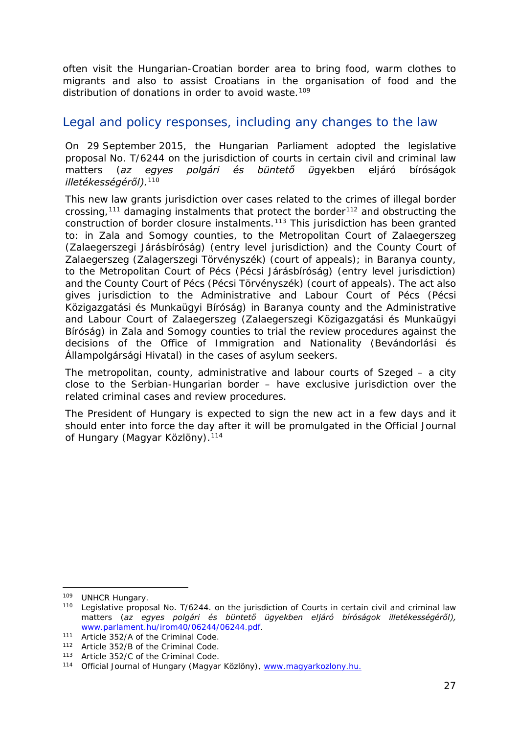often visit the Hungarian-Croatian border area to bring food, warm clothes to migrants and also to assist Croatians in the organisation of food and the distribution of donations in order to avoid waste.[109]

## Legal and policy responses, including any changes to the law

On 29 September 2015, the Hungarian Parliament adopted the legislative proposal No. T/6244 on the jurisdiction of courts in certain civil and criminal law matters (*az egyes polgári és büntető ü*gyekben eljáró bíróságok *illetékességéről).*[110]

This new law grants jurisdiction over cases related to the crimes of illegal border crossing,[111] damaging instalments that protect the border[112] and obstructing the construction of border closure instalments.[113] This jurisdiction has been granted to: in Zala and Somogy counties, to the Metropolitan Court of Zalaegerszeg (Zalaegerszegi Járásbíróság) (entry level jurisdiction) and the County Court of Zalaegerszeg (Zalagerszegi Törvényszék) (court of appeals); in Baranya county, to the Metropolitan Court of Pécs (Pécsi Járásbíróság) (entry level jurisdiction) and the County Court of Pécs (Pécsi Törvényszék) (court of appeals). The act also gives jurisdiction to the Administrative and Labour Court of Pécs (Pécsi Közigazgatási és Munkaügyi Bíróság) in Baranya county and the Administrative and Labour Court of Zalaegerszeg (Zalaegerszegi Közigazgatási és Munkaügyi Bíróság) in Zala and Somogy counties to trial the review procedures against the decisions of the Office of Immigration and Nationality (Bevándorlási és Állampolgársági Hivatal) in the cases of asylum seekers.

The metropolitan, county, administrative and labour courts of Szeged – a city close to the Serbian-Hungarian border – have exclusive jurisdiction over the related criminal cases and review procedures.

The President of Hungary is expected to sign the new act in a few days and it should enter into force the day after it will be promulgated in the Official Journal of Hungary (Magyar Közlöny).[114]

---

[109] UNHCR Hungary.

[110] Legislative proposal No. T/6244. on the jurisdiction of Courts in certain civil and criminal law matters (*az egyes polgári és büntető ügyekben eljáró bíróságok illetékességéről),* www.parlament.hu/irom40/06244/06244.pdf.

[111] Article 352/A of the Criminal Code.

[112] Article 352/B of the Criminal Code.

[113] Article 352/C of the Criminal Code.

[114] Official Journal of Hungary (Magyar Közlöny), www.magyarkozlony.hu.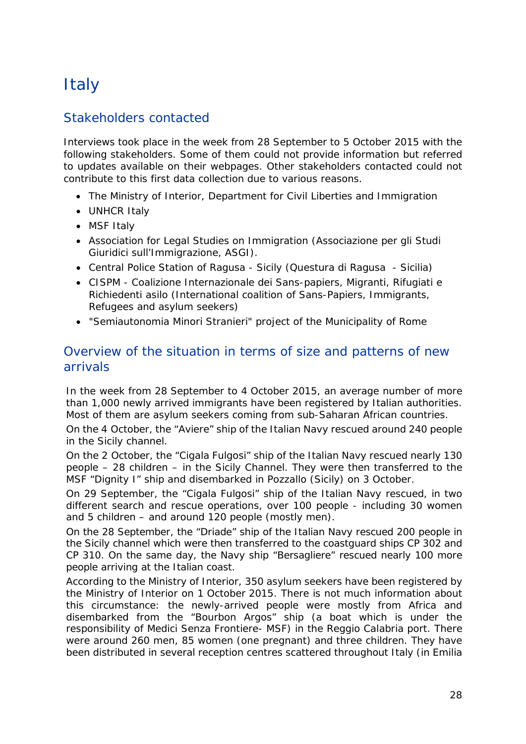# Italy

## Stakeholders contacted

Interviews took place in the week from 28 September to 5 October 2015 with the following stakeholders. Some of them could not provide information but referred to updates available on their webpages. Other stakeholders contacted could not contribute to this first data collection due to various reasons.

- The Ministry of Interior, Department for Civil Liberties and Immigration
- UNHCR Italy
- MSF Italy
- Association for Legal Studies on Immigration (Associazione per gli Studi Giuridici sull'Immigrazione, ASGI).
- Central Police Station of Ragusa - Sicily (Questura di Ragusa - Sicilia)
- CISPM - Coalizione Internazionale dei Sans-papiers, Migranti, Rifugiati e Richiedenti asilo (International coalition of Sans-Papiers, Immigrants, Refugees and asylum seekers)
- "Semiautonomia Minori Stranieri" project of the Municipality of Rome

## Overview of the situation in terms of size and patterns of new arrivals

In the week from 28 September to 4 October 2015, an average number of more than 1,000 newly arrived immigrants have been registered by Italian authorities. Most of them are asylum seekers coming from sub-Saharan African countries.

On the 4 October, the "Aviere" ship of the Italian Navy rescued around 240 people in the Sicily channel.

On the 2 October, the "Cigala Fulgosi" ship of the Italian Navy rescued nearly 130 people – 28 children – in the Sicily Channel. They were then transferred to the MSF "Dignity I" ship and disembarked in Pozzallo (Sicily) on 3 October.

On 29 September, the "Cigala Fulgosi" ship of the Italian Navy rescued, in two different search and rescue operations, over 100 people - including 30 women and 5 children – and around 120 people (mostly men).

On the 28 September, the "Driade" ship of the Italian Navy rescued 200 people in the Sicily channel which were then transferred to the coastguard ships CP 302 and CP 310. On the same day, the Navy ship "Bersagliere" rescued nearly 100 more people arriving at the Italian coast.

According to the Ministry of Interior, 350 asylum seekers have been registered by the Ministry of Interior on 1 October 2015. There is not much information about this circumstance: the newly-arrived people were mostly from Africa and disembarked from the "Bourbon Argos" ship (a boat which is under the responsibility of Medici Senza Frontiere- MSF) in the Reggio Calabria port. There were around 260 men, 85 women (one pregnant) and three children. They have been distributed in several reception centres scattered throughout Italy (in Emilia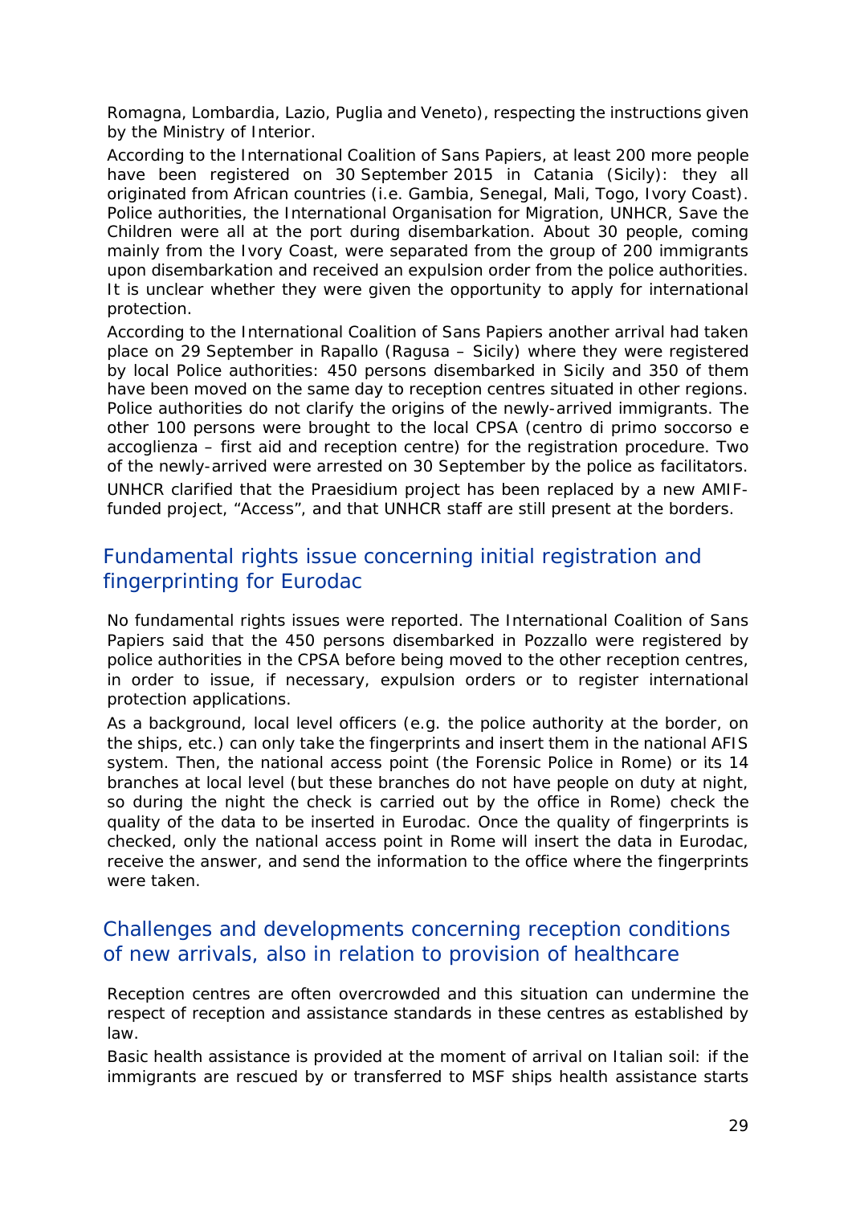Romagna, Lombardia, Lazio, Puglia and Veneto), respecting the instructions given by the Ministry of Interior.

According to the International Coalition of Sans Papiers, at least 200 more people have been registered on 30 September 2015 in Catania (Sicily): they all originated from African countries (i.e. Gambia, Senegal, Mali, Togo, Ivory Coast). Police authorities, the International Organisation for Migration, UNHCR, Save the Children were all at the port during disembarkation. About 30 people, coming mainly from the Ivory Coast, were separated from the group of 200 immigrants upon disembarkation and received an expulsion order from the police authorities. It is unclear whether they were given the opportunity to apply for international protection.

According to the International Coalition of Sans Papiers another arrival had taken place on 29 September in Rapallo (Ragusa – Sicily) where they were registered by local Police authorities: 450 persons disembarked in Sicily and 350 of them have been moved on the same day to reception centres situated in other regions. Police authorities do not clarify the origins of the newly-arrived immigrants. The other 100 persons were brought to the local CPSA (centro di primo soccorso e accoglienza – first aid and reception centre) for the registration procedure. Two of the newly-arrived were arrested on 30 September by the police as facilitators.

UNHCR clarified that the Praesidium project has been replaced by a new AMIF-funded project, “Access”, and that UNHCR staff are still present at the borders.

## Fundamental rights issue concerning initial registration and fingerprinting for Eurodac

No fundamental rights issues were reported. The International Coalition of Sans Papiers said that the 450 persons disembarked in Pozzallo were registered by police authorities in the CPSA before being moved to the other reception centres, in order to issue, if necessary, expulsion orders or to register international protection applications.

As a background, local level officers (e.g. the police authority at the border, on the ships, etc.) can only take the fingerprints and insert them in the national AFIS system. Then, the national access point (the Forensic Police in Rome) or its 14 branches at local level (but these branches do not have people on duty at night, so during the night the check is carried out by the office in Rome) check the quality of the data to be inserted in Eurodac. Once the quality of fingerprints is checked, only the national access point in Rome will insert the data in Eurodac, receive the answer, and send the information to the office where the fingerprints were taken.

## Challenges and developments concerning reception conditions of new arrivals, also in relation to provision of healthcare

Reception centres are often overcrowded and this situation can undermine the respect of reception and assistance standards in these centres as established by law.

Basic health assistance is provided at the moment of arrival on Italian soil: if the immigrants are rescued by or transferred to MSF ships health assistance starts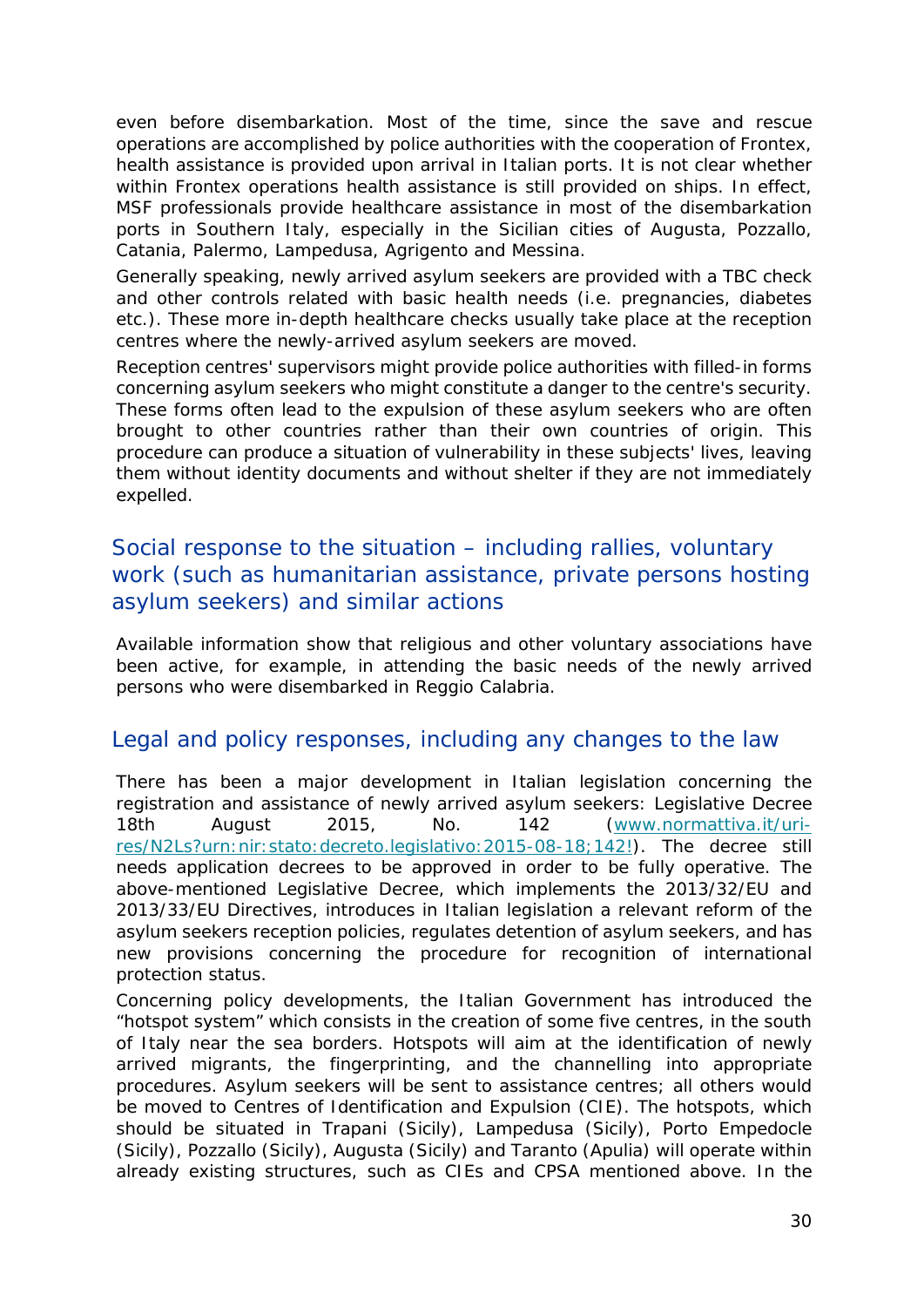even before disembarkation. Most of the time, since the save and rescue operations are accomplished by police authorities with the cooperation of Frontex, health assistance is provided upon arrival in Italian ports. It is not clear whether within Frontex operations health assistance is still provided on ships. In effect, MSF professionals provide healthcare assistance in most of the disembarkation ports in Southern Italy, especially in the Sicilian cities of Augusta, Pozzallo, Catania, Palermo, Lampedusa, Agrigento and Messina.

Generally speaking, newly arrived asylum seekers are provided with a TBC check and other controls related with basic health needs (i.e. pregnancies, diabetes etc.). These more in-depth healthcare checks usually take place at the reception centres where the newly-arrived asylum seekers are moved.

Reception centres' supervisors might provide police authorities with filled-in forms concerning asylum seekers who might constitute a danger to the centre's security. These forms often lead to the expulsion of these asylum seekers who are often brought to other countries rather than their own countries of origin. This procedure can produce a situation of vulnerability in these subjects' lives, leaving them without identity documents and without shelter if they are not immediately expelled.

## Social response to the situation – including rallies, voluntary work (such as humanitarian assistance, private persons hosting asylum seekers) and similar actions

Available information show that religious and other voluntary associations have been active, for example, in attending the basic needs of the newly arrived persons who were disembarked in Reggio Calabria.

## Legal and policy responses, including any changes to the law

There has been a major development in Italian legislation concerning the registration and assistance of newly arrived asylum seekers: Legislative Decree 18th August 2015, No. 142 ([www.normattiva.it/uri-res/N2Ls?urn:nir:stato:decreto.legislativo:2015-08-18;142!](www.normattiva.it/uri-res/N2Ls?urn:nir:stato:decreto.legislativo:2015-08-18;142!)). The decree still needs application decrees to be approved in order to be fully operative. The above-mentioned Legislative Decree, which implements the 2013/32/EU and 2013/33/EU Directives, introduces in Italian legislation a relevant reform of the asylum seekers reception policies, regulates detention of asylum seekers, and has new provisions concerning the procedure for recognition of international protection status.

Concerning policy developments, the Italian Government has introduced the "hotspot system" which consists in the creation of some five centres, in the south of Italy near the sea borders. Hotspots will aim at the identification of newly arrived migrants, the fingerprinting, and the channelling into appropriate procedures. Asylum seekers will be sent to assistance centres; all others would be moved to Centres of Identification and Expulsion (CIE). The hotspots, which should be situated in Trapani (Sicily), Lampedusa (Sicily), Porto Empedocle (Sicily), Pozzallo (Sicily), Augusta (Sicily) and Taranto (Apulia) will operate within already existing structures, such as CIEs and CPSA mentioned above. In the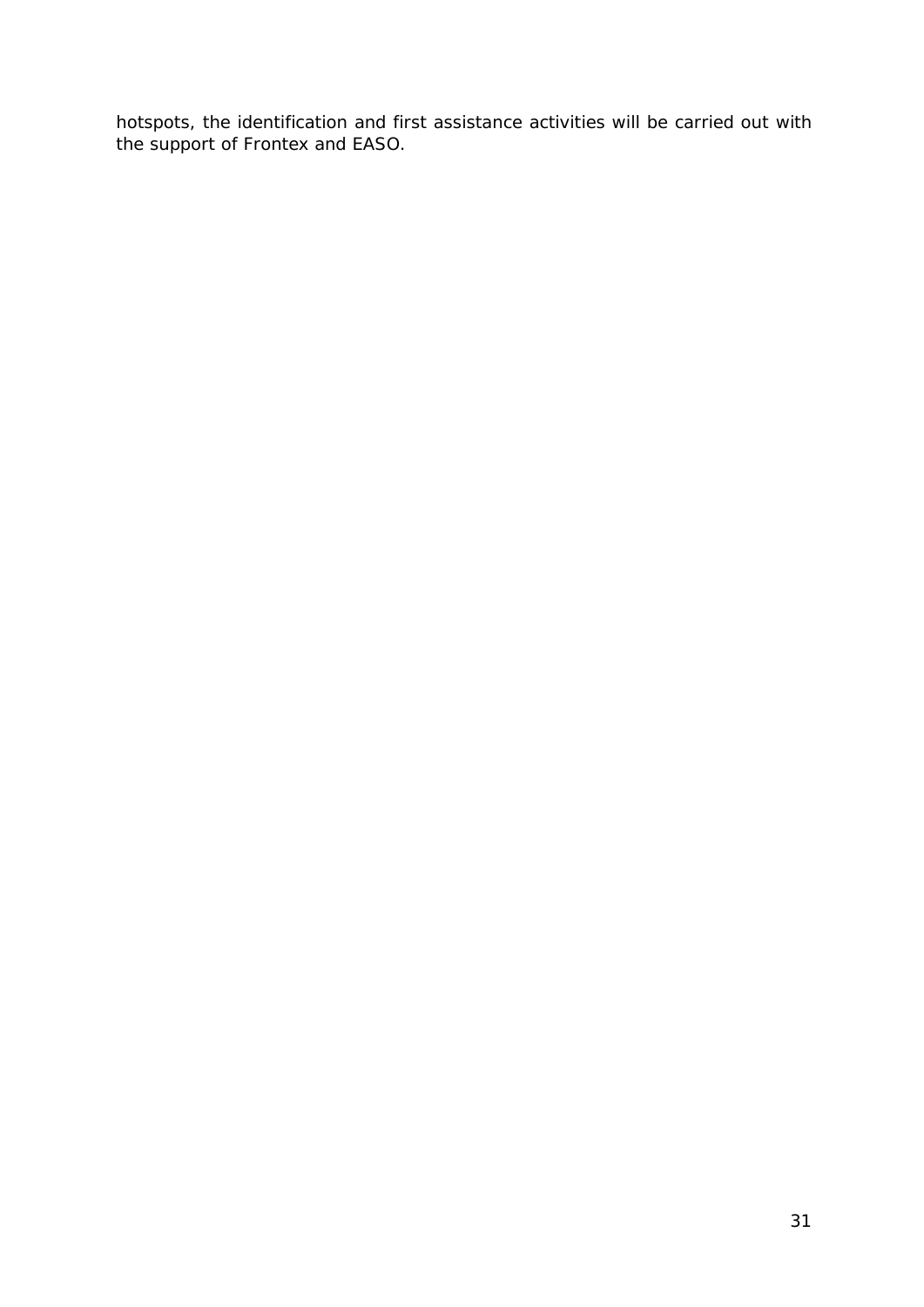hotspots, the identification and first assistance activities will be carried out with the support of Frontex and EASO.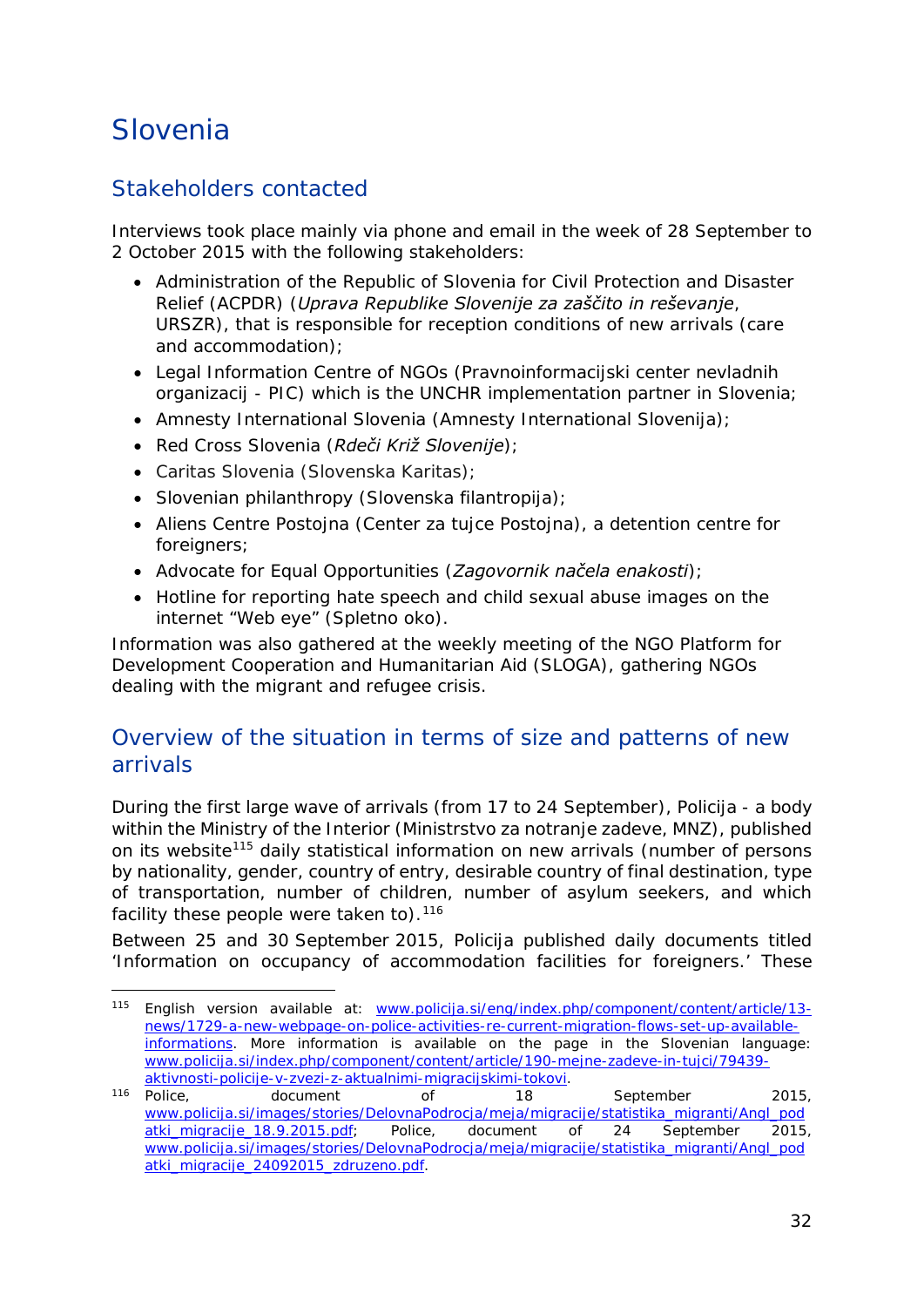# Slovenia

## Stakeholders contacted

Interviews took place mainly via phone and email in the week of 28 September to 2 October 2015 with the following stakeholders:

- Administration of the Republic of Slovenia for Civil Protection and Disaster Relief (ACPDR) (*Uprava Republike Slovenije za zaščito in reševanje*, URSZR), that is responsible for reception conditions of new arrivals (care and accommodation);
- Legal Information Centre of NGOs (Pravnoinformacijski center nevladnih organizacij - PIC) which is the UNCHR implementation partner in Slovenia;
- Amnesty International Slovenia (Amnesty International Slovenija);
- Red Cross Slovenia (*Rdeči Križ Slovenije*);
- Caritas Slovenia (Slovenska Karitas);
- Slovenian philanthropy (Slovenska filantropija);
- Aliens Centre Postojna (Center za tujce Postojna), a detention centre for foreigners;
- Advocate for Equal Opportunities (*Zagovornik načela enakosti*);
- Hotline for reporting hate speech and child sexual abuse images on the internet "Web eye" (Spletno oko).

Information was also gathered at the weekly meeting of the NGO Platform for Development Cooperation and Humanitarian Aid (SLOGA), gathering NGOs dealing with the migrant and refugee crisis.

## Overview of the situation in terms of size and patterns of new arrivals

During the first large wave of arrivals (from 17 to 24 September), Policija - a body within the Ministry of the Interior (Ministrstvo za notranje zadeve, MNZ), published on its website[115] daily statistical information on new arrivals (number of persons by nationality, gender, country of entry, desirable country of final destination, type of transportation, number of children, number of asylum seekers, and which facility these people were taken to).[116]

Between 25 and 30 September 2015, Policija published daily documents titled 'Information on occupancy of accommodation facilities for foreigners.' These

---

[115] English version available at: www.policija.si/eng/index.php/component/content/article/13-news/1729-a-new-webpage-on-police-activities-re-current-migration-flows-set-up-available-informations. More information is available on the page in the Slovenian language: www.policija.si/index.php/component/content/article/190-mejne-zadeve-in-tujci/79439-aktivnosti-policije-v-zvezi-z-aktualnimi-migracijskimi-tokovi.

[116] Police, document of 18 September 2015, www.policija.si/images/stories/DelovnaPodrocja/meja/migracije/statistika_migranti/Angl_podatki_migracije_18.9.2015.pdf; Police, document of 24 September 2015, www.policija.si/images/stories/DelovnaPodrocja/meja/migracije/statistika_migranti/Angl_podatki_migracije_24092015_zdruzeno.pdf.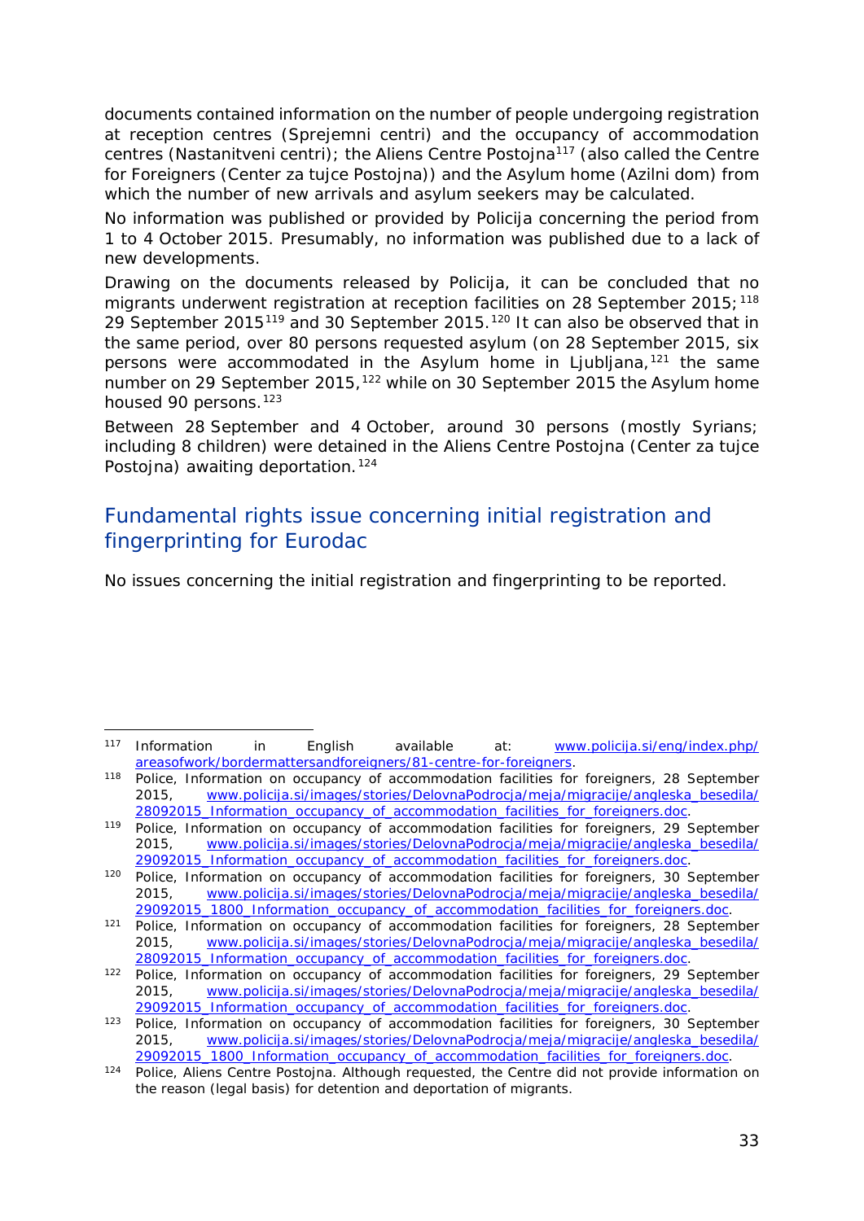documents contained information on the number of people undergoing registration at reception centres (*Sprejemni centri*) and the occupancy of accommodation centres (*Nastanitveni centri*); the Aliens Centre Postojna[117] (also called the Centre for Foreigners (*Center za tujce Postojna*)) and the Asylum home (*Azilni dom*) from which the number of new arrivals and asylum seekers may be calculated.

No information was published or provided by *Policija* concerning the period from 1 to 4 October 2015. Presumably, no information was published due to a lack of new developments.

Drawing on the documents released by *Policija*, it can be concluded that no migrants underwent registration at reception facilities on 28 September 2015;[118] 29 September 2015[119] and 30 September 2015.[120] It can also be observed that in the same period, over 80 persons requested asylum (on 28 September 2015, six persons were accommodated in the Asylum home in Ljubljana,[121] the same number on 29 September 2015,[122] while on 30 September 2015 the Asylum home housed 90 persons.[123]

Between 28 September and 4 October, around 30 persons (mostly Syrians; including 8 children) were detained in the Aliens Centre Postojna (*Center za tujce Postojna*) awaiting deportation.[124]

## Fundamental rights issue concerning initial registration and fingerprinting for Eurodac

No issues concerning the initial registration and fingerprinting to be reported.

---

[117] Information in English available at: www.policija.si/eng/index.php/areasofwork/bordermattersandforeigners/81-centre-for-foreigners.

[118] Police, Information on occupancy of accommodation facilities for foreigners, 28 September 2015, www.policija.si/images/stories/DelovnaPodrocja/meja/migracije/angleska_besedila/28092015_Information_occupancy_of_accommodation_facilities_for_foreigners.doc.

[119] Police, Information on occupancy of accommodation facilities for foreigners, 29 September 2015, www.policija.si/images/stories/DelovnaPodrocja/meja/migracije/angleska_besedila/29092015_Information_occupancy_of_accommodation_facilities_for_foreigners.doc.

[120] Police, Information on occupancy of accommodation facilities for foreigners, 30 September 2015, www.policija.si/images/stories/DelovnaPodrocja/meja/migracije/angleska_besedila/29092015_1800_Information_occupancy_of_accommodation_facilities_for_foreigners.doc.

[121] Police, Information on occupancy of accommodation facilities for foreigners, 28 September 2015, www.policija.si/images/stories/DelovnaPodrocja/meja/migracije/angleska_besedila/28092015_Information_occupancy_of_accommodation_facilities_for_foreigners.doc.

[122] Police, Information on occupancy of accommodation facilities for foreigners, 29 September 2015, www.policija.si/images/stories/DelovnaPodrocja/meja/migracije/angleska_besedila/29092015_Information_occupancy_of_accommodation_facilities_for_foreigners.doc.

[123] Police, Information on occupancy of accommodation facilities for foreigners, 30 September 2015, www.policija.si/images/stories/DelovnaPodrocja/meja/migracije/angleska_besedila/29092015_1800_Information_occupancy_of_accommodation_facilities_for_foreigners.doc.

[124] Police, Aliens Centre Postojna. Although requested, the Centre did not provide information on the reason (legal basis) for detention and deportation of migrants.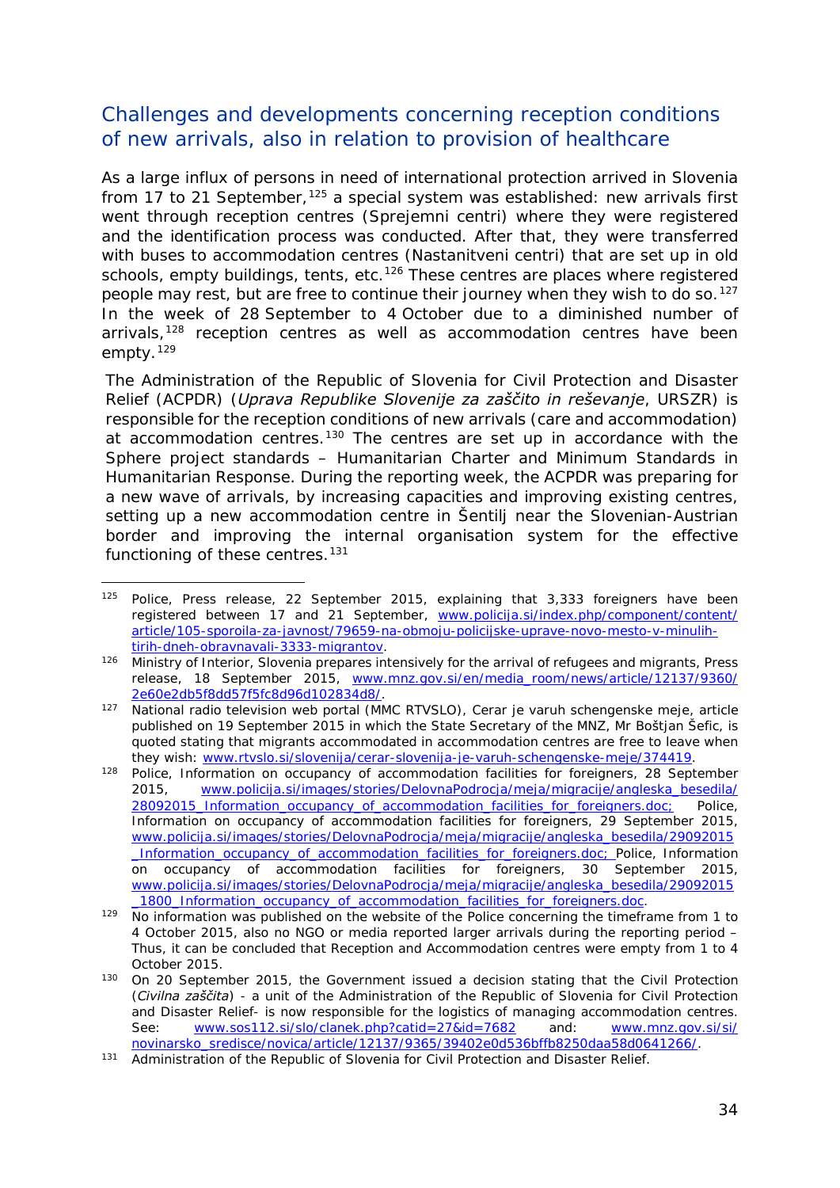## Challenges and developments concerning reception conditions of new arrivals, also in relation to provision of healthcare

As a large influx of persons in need of international protection arrived in Slovenia from 17 to 21 September,[125] a special system was established: new arrivals first went through reception centres (Sprejemni centri) where they were registered and the identification process was conducted. After that, they were transferred with buses to accommodation centres (Nastanitveni centri) that are set up in old schools, empty buildings, tents, etc.[126] These centres are places where registered people may rest, but are free to continue their journey when they wish to do so.[127] In the week of 28 September to 4 October due to a diminished number of arrivals,[128] reception centres as well as accommodation centres have been empty.[129]

The Administration of the Republic of Slovenia for Civil Protection and Disaster Relief (ACPDR) (*Uprava Republike Slovenije za zaščito in reševanje*, URSZR) is responsible for the reception conditions of new arrivals (care and accommodation) at accommodation centres.[130] The centres are set up in accordance with the Sphere project standards – Humanitarian Charter and Minimum Standards in Humanitarian Response. During the reporting week, the ACPDR was preparing for a new wave of arrivals, by increasing capacities and improving existing centres, setting up a new accommodation centre in Šentilj near the Slovenian-Austrian border and improving the internal organisation system for the effective functioning of these centres.[131]

---

[125] Police, Press release, 22 September 2015, explaining that 3,333 foreigners have been registered between 17 and 21 September, www.policija.si/index.php/component/content/article/105-sporoila-za-javnost/79659-na-obmoju-policijske-uprave-novo-mesto-v-minulih-tirih-dneh-obravnavali-3333-migrantov.

[126] Ministry of Interior, Slovenia prepares intensively for the arrival of refugees and migrants, Press release, 18 September 2015, www.mnz.gov.si/en/media_room/news/article/12137/9360/2e60e2db5f8dd57f5fc8d96d102834d8/.

[127] National radio television web portal (MMC RTVSLO), Cerar je varuh schengenske meje, article published on 19 September 2015 in which the State Secretary of the MNZ, Mr Boštjan Šefic, is quoted stating that migrants accommodated in accommodation centres are free to leave when they wish: www.rtvslo.si/slovenija/cerar-slovenija-je-varuh-schengenske-meje/374419.

[128] Police, Information on occupancy of accommodation facilities for foreigners, 28 September 2015, www.policija.si/images/stories/DelovnaPodrocja/meja/migracije/angleska_besedila/28092015_Information_occupancy_of_accommodation_facilities_for_foreigners.doc; Police, Information on occupancy of accommodation facilities for foreigners, 29 September 2015, www.policija.si/images/stories/DelovnaPodrocja/meja/migracije/angleska_besedila/29092015_Information_occupancy_of_accommodation_facilities_for_foreigners.doc; Police, Information on occupancy of accommodation facilities for foreigners, 30 September 2015, www.policija.si/images/stories/DelovnaPodrocja/meja/migracije/angleska_besedila/29092015_1800_Information_occupancy_of_accommodation_facilities_for_foreigners.doc.

[129] No information was published on the website of the Police concerning the timeframe from 1 to 4 October 2015, also no NGO or media reported larger arrivals during the reporting period – Thus, it can be concluded that Reception and Accommodation centres were empty from 1 to 4 October 2015.

[130] On 20 September 2015, the Government issued a decision stating that the Civil Protection (*Civilna zaščita*) - a unit of the Administration of the Republic of Slovenia for Civil Protection and Disaster Relief- is now responsible for the logistics of managing accommodation centres. See: www.sos112.si/slo/clanek.php?catid=27&id=7682 and: www.mnz.gov.si/si/novinarsko_sredisce/novica/article/12137/9365/39402e0d536bffb8250daa58d0641266/.

[131] Administration of the Republic of Slovenia for Civil Protection and Disaster Relief.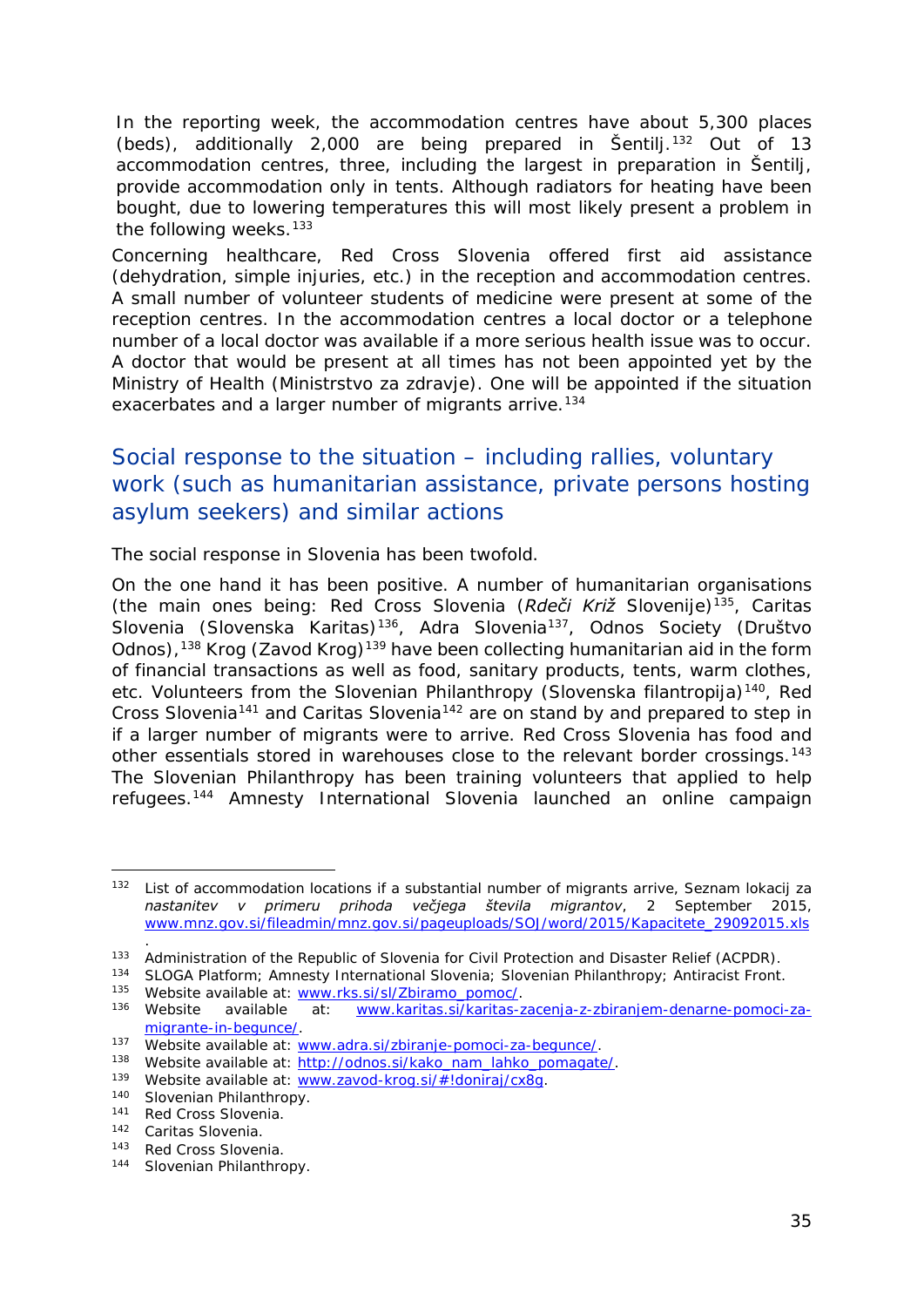In the reporting week, the accommodation centres have about 5,300 places (beds), additionally 2,000 are being prepared in Šentilj.[132] Out of 13 accommodation centres, three, including the largest in preparation in Šentilj, provide accommodation only in tents. Although radiators for heating have been bought, due to lowering temperatures this will most likely present a problem in the following weeks.[133]

Concerning healthcare, Red Cross Slovenia offered first aid assistance (dehydration, simple injuries, etc.) in the reception and accommodation centres. A small number of volunteer students of medicine were present at some of the reception centres. In the accommodation centres a local doctor or a telephone number of a local doctor was available if a more serious health issue was to occur. A doctor that would be present at all times has not been appointed yet by the Ministry of Health (Ministrstvo za zdravje). One will be appointed if the situation exacerbates and a larger number of migrants arrive.[134]

## Social response to the situation – including rallies, voluntary work (such as humanitarian assistance, private persons hosting asylum seekers) and similar actions

The social response in Slovenia has been twofold.

On the one hand it has been positive. A number of humanitarian organisations (the main ones being: Red Cross Slovenia (*Rdeči Križ* Slovenije)[135], Caritas Slovenia (Slovenska Karitas)[136], Adra Slovenia[137], Odnos Society (Društvo Odnos),[138] Krog (Zavod Krog)[139] have been collecting humanitarian aid in the form of financial transactions as well as food, sanitary products, tents, warm clothes, etc. Volunteers from the Slovenian Philanthropy (Slovenska filantropija)[140], Red Cross Slovenia[141] and Caritas Slovenia[142] are on stand by and prepared to step in if a larger number of migrants were to arrive. Red Cross Slovenia has food and other essentials stored in warehouses close to the relevant border crossings.[143] The Slovenian Philanthropy has been training volunteers that applied to help refugees.[144] Amnesty International Slovenia launched an online campaign

---

[132] List of accommodation locations if a substantial number of migrants arrive, Seznam lokacij za *nastanitev v primeru prihoda večjega števila migrantov*, 2 September 2015, www.mnz.gov.si/fileadmin/mnz.gov.si/pageuploads/SOJ/word/2015/Kapacitete_29092015.xls.

[133] Administration of the Republic of Slovenia for Civil Protection and Disaster Relief (ACPDR).

[134] SLOGA Platform; Amnesty International Slovenia; Slovenian Philanthropy; Antiracist Front.

[135] Website available at: www.rks.si/sl/Zbiramo_pomoc/.

[136] Website available at: www.karitas.si/karitas-zacenja-z-zbiranjem-denarne-pomoci-za-migrante-in-begunce/.

[137] Website available at: www.adra.si/zbiranje-pomoci-za-begunce/.

[138] Website available at: http://odnos.si/kako_nam_lahko_pomagate/.

[139] Website available at: www.zavod-krog.si/#!doniraj/cx8g.

[140] Slovenian Philanthropy.

[141] Red Cross Slovenia.

[142] Caritas Slovenia.

[143] Red Cross Slovenia.

[144] Slovenian Philanthropy.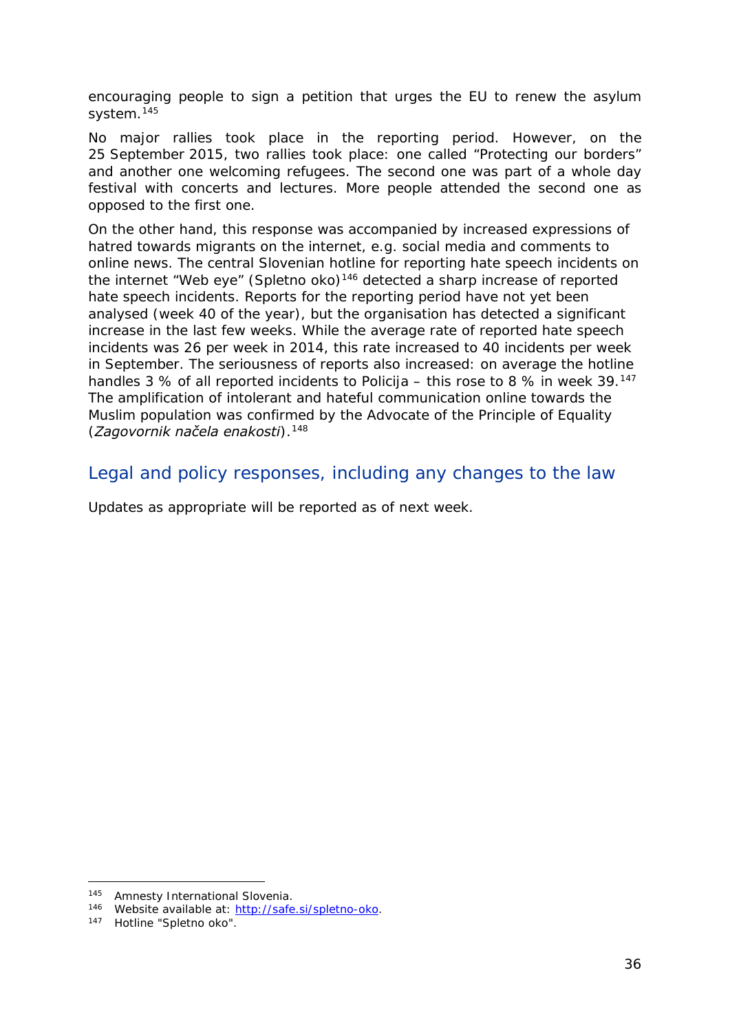encouraging people to sign a petition that urges the EU to renew the asylum system.[145]

No major rallies took place in the reporting period. However, on the 25 September 2015, two rallies took place: one called "Protecting our borders" and another one welcoming refugees. The second one was part of a whole day festival with concerts and lectures. More people attended the second one as opposed to the first one.

On the other hand, this response was accompanied by increased expressions of hatred towards migrants on the internet, e.g. social media and comments to online news. The central Slovenian hotline for reporting hate speech incidents on the internet "Web eye" (Spletno oko)[146] detected a sharp increase of reported hate speech incidents. Reports for the reporting period have not yet been analysed (week 40 of the year), but the organisation has detected a significant increase in the last few weeks. While the average rate of reported hate speech incidents was 26 per week in 2014, this rate increased to 40 incidents per week in September. The seriousness of reports also increased: on average the hotline handles 3 % of all reported incidents to Policija – this rose to 8 % in week 39.[147] The amplification of intolerant and hateful communication online towards the Muslim population was confirmed by the Advocate of the Principle of Equality (*Zagovornik načela enakosti*).[148]

## Legal and policy responses, including any changes to the law

Updates as appropriate will be reported as of next week.

---

[145] Amnesty International Slovenia.

[146] Website available at: http://safe.si/spletno-oko.

[147] Hotline "Spletno oko".